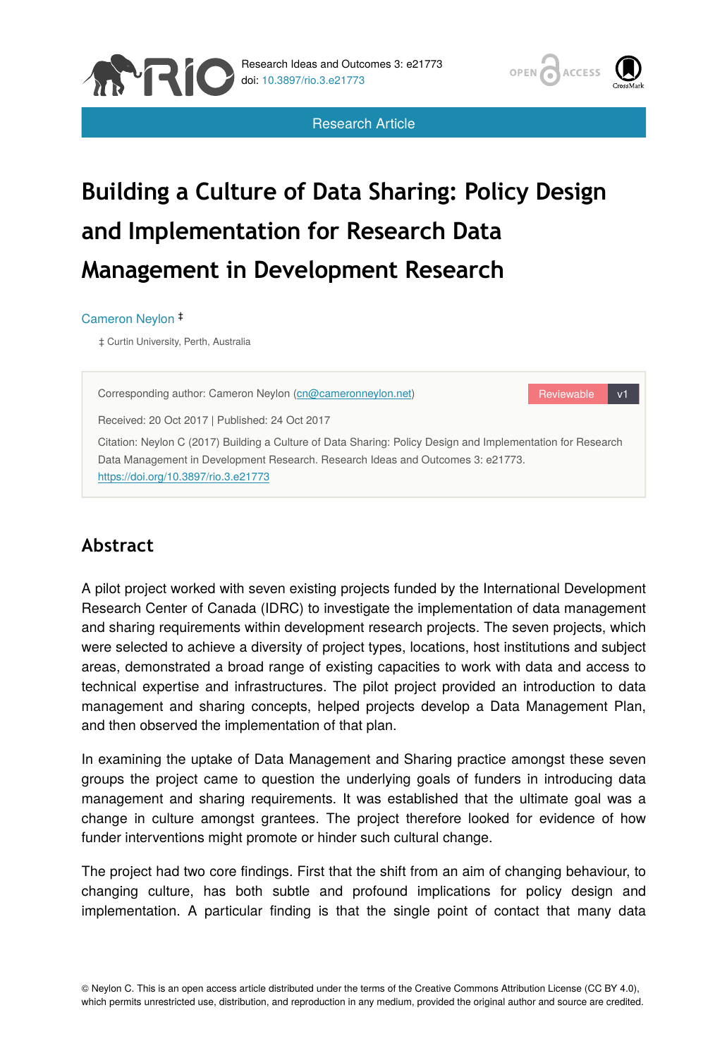Research Ideas and Outcomes 3: e21773
doi: 10.3897/rio.3.e21773

Research Article

# Building a Culture of Data Sharing: Policy Design and Implementation for Research Data Management in Development Research

Cameron Neylon [‡]

‡ Curtin University, Perth, Australia

Corresponding author: Cameron Neylon (cn@cameronneylon.net)

Reviewable v1

Received: 20 Oct 2017 | Published: 24 Oct 2017

Citation: Neylon C (2017) Building a Culture of Data Sharing: Policy Design and Implementation for Research Data Management in Development Research. Research Ideas and Outcomes 3: e21773. https://doi.org/10.3897/rio.3.e21773

## Abstract

A pilot project worked with seven existing projects funded by the International Development Research Center of Canada (IDRC) to investigate the implementation of data management and sharing requirements within development research projects. The seven projects, which were selected to achieve a diversity of project types, locations, host institutions and subject areas, demonstrated a broad range of existing capacities to work with data and access to technical expertise and infrastructures. The pilot project provided an introduction to data management and sharing concepts, helped projects develop a Data Management Plan, and then observed the implementation of that plan.

In examining the uptake of Data Management and Sharing practice amongst these seven groups the project came to question the underlying goals of funders in introducing data management and sharing requirements. It was established that the ultimate goal was a change in culture amongst grantees. The project therefore looked for evidence of how funder interventions might promote or hinder such cultural change.

The project had two core findings. First that the shift from an aim of changing behaviour, to changing culture, has both subtle and profound implications for policy design and implementation. A particular finding is that the single point of contact that many data

© Neylon C. This is an open access article distributed under the terms of the Creative Commons Attribution License (CC BY 4.0), which permits unrestricted use, distribution, and reproduction in any medium, provided the original author and source are credited.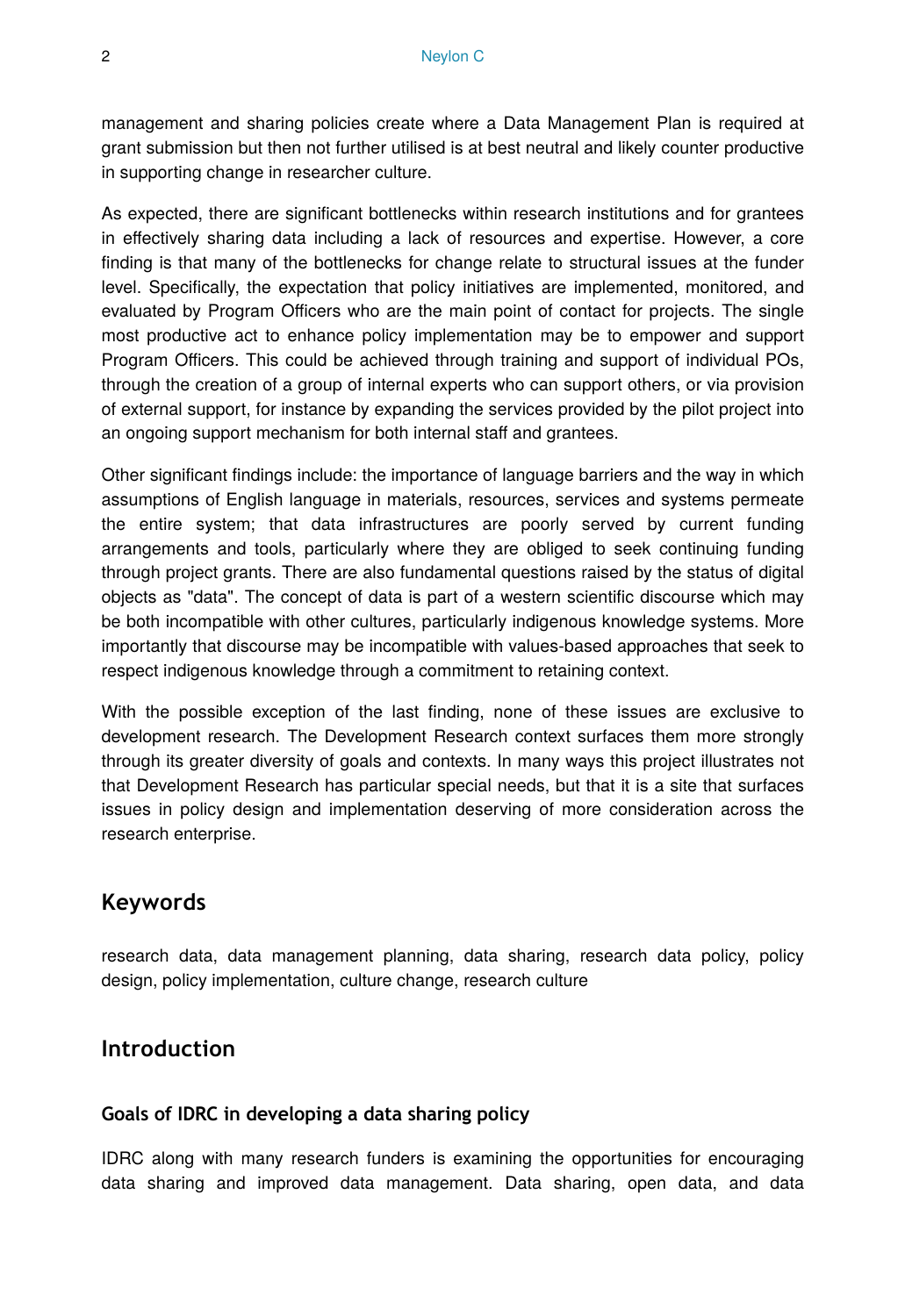management and sharing policies create where a Data Management Plan is required at grant submission but then not further utilised is at best neutral and likely counter productive in supporting change in researcher culture.

As expected, there are significant bottlenecks within research institutions and for grantees in effectively sharing data including a lack of resources and expertise. However, a core finding is that many of the bottlenecks for change relate to structural issues at the funder level. Specifically, the expectation that policy initiatives are implemented, monitored, and evaluated by Program Officers who are the main point of contact for projects. The single most productive act to enhance policy implementation may be to empower and support Program Officers. This could be achieved through training and support of individual POs, through the creation of a group of internal experts who can support others, or via provision of external support, for instance by expanding the services provided by the pilot project into an ongoing support mechanism for both internal staff and grantees.

Other significant findings include: the importance of language barriers and the way in which assumptions of English language in materials, resources, services and systems permeate the entire system; that data infrastructures are poorly served by current funding arrangements and tools, particularly where they are obliged to seek continuing funding through project grants. There are also fundamental questions raised by the status of digital objects as "data". The concept of data is part of a western scientific discourse which may be both incompatible with other cultures, particularly indigenous knowledge systems. More importantly that discourse may be incompatible with values-based approaches that seek to respect indigenous knowledge through a commitment to retaining context.

With the possible exception of the last finding, none of these issues are exclusive to development research. The Development Research context surfaces them more strongly through its greater diversity of goals and contexts. In many ways this project illustrates not that Development Research has particular special needs, but that it is a site that surfaces issues in policy design and implementation deserving of more consideration across the research enterprise.

## Keywords

research data, data management planning, data sharing, research data policy, policy design, policy implementation, culture change, research culture

## Introduction

### Goals of IDRC in developing a data sharing policy

IDRC along with many research funders is examining the opportunities for encouraging data sharing and improved data management. Data sharing, open data, and data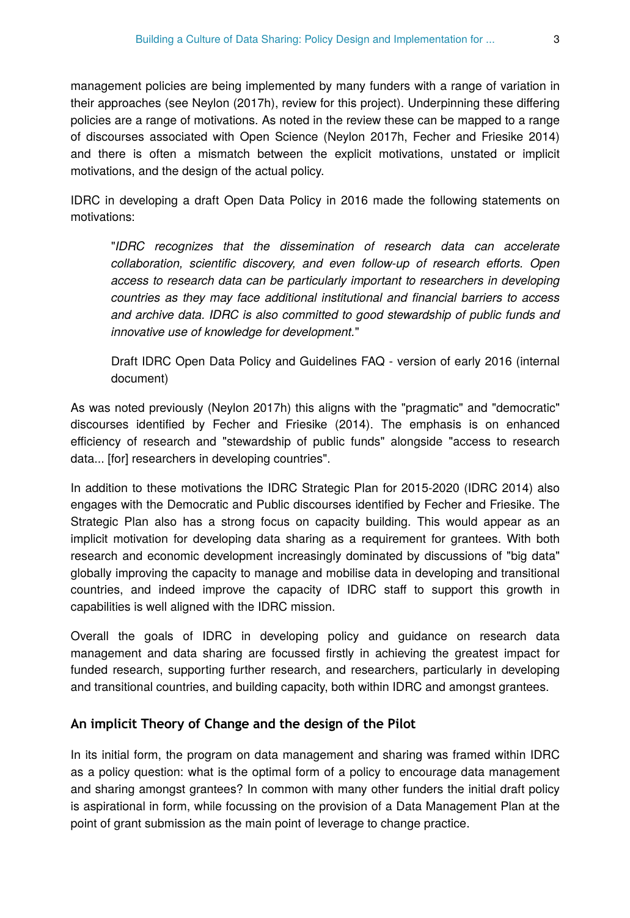management policies are being implemented by many funders with a range of variation in their approaches (see Neylon (2017h), review for this project). Underpinning these differing policies are a range of motivations. As noted in the review these can be mapped to a range of discourses associated with Open Science (Neylon 2017h, Fecher and Friesike 2014) and there is often a mismatch between the explicit motivations, unstated or implicit motivations, and the design of the actual policy.

IDRC in developing a draft Open Data Policy in 2016 made the following statements on motivations:

> "*IDRC recognizes that the dissemination of research data can accelerate collaboration, scientific discovery, and even follow-up of research efforts. Open access to research data can be particularly important to researchers in developing countries as they may face additional institutional and financial barriers to access and archive data. IDRC is also committed to good stewardship of public funds and innovative use of knowledge for development.*"
>
> Draft IDRC Open Data Policy and Guidelines FAQ - version of early 2016 (internal document)

As was noted previously (Neylon 2017h) this aligns with the "pragmatic" and "democratic" discourses identified by Fecher and Friesike (2014). The emphasis is on enhanced efficiency of research and "stewardship of public funds" alongside "access to research data... [for] researchers in developing countries".

In addition to these motivations the IDRC Strategic Plan for 2015-2020 (IDRC 2014) also engages with the Democratic and Public discourses identified by Fecher and Friesike. The Strategic Plan also has a strong focus on capacity building. This would appear as an implicit motivation for developing data sharing as a requirement for grantees. With both research and economic development increasingly dominated by discussions of "big data" globally improving the capacity to manage and mobilise data in developing and transitional countries, and indeed improve the capacity of IDRC staff to support this growth in capabilities is well aligned with the IDRC mission.

Overall the goals of IDRC in developing policy and guidance on research data management and data sharing are focussed firstly in achieving the greatest impact for funded research, supporting further research, and researchers, particularly in developing and transitional countries, and building capacity, both within IDRC and amongst grantees.

### An implicit Theory of Change and the design of the Pilot

In its initial form, the program on data management and sharing was framed within IDRC as a policy question: what is the optimal form of a policy to encourage data management and sharing amongst grantees? In common with many other funders the initial draft policy is aspirational in form, while focussing on the provision of a Data Management Plan at the point of grant submission as the main point of leverage to change practice.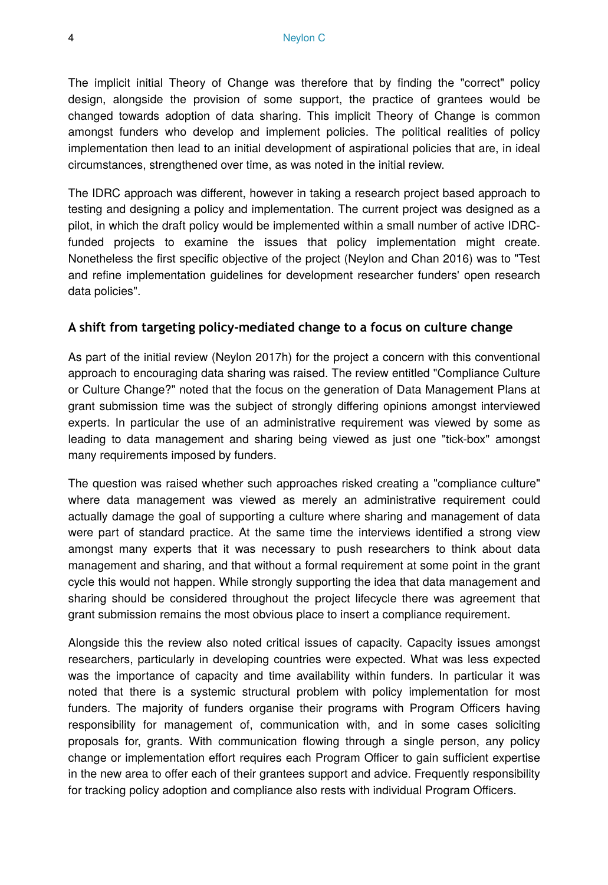The implicit initial Theory of Change was therefore that by finding the "correct" policy design, alongside the provision of some support, the practice of grantees would be changed towards adoption of data sharing. This implicit Theory of Change is common amongst funders who develop and implement policies. The political realities of policy implementation then lead to an initial development of aspirational policies that are, in ideal circumstances, strengthened over time, as was noted in the initial review.

The IDRC approach was different, however in taking a research project based approach to testing and designing a policy and implementation. The current project was designed as a pilot, in which the draft policy would be implemented within a small number of active IDRC-funded projects to examine the issues that policy implementation might create. Nonetheless the first specific objective of the project (Neylon and Chan 2016) was to "Test and refine implementation guidelines for development researcher funders' open research data policies".

### A shift from targeting policy-mediated change to a focus on culture change

As part of the initial review (Neylon 2017h) for the project a concern with this conventional approach to encouraging data sharing was raised. The review entitled "Compliance Culture or Culture Change?" noted that the focus on the generation of Data Management Plans at grant submission time was the subject of strongly differing opinions amongst interviewed experts. In particular the use of an administrative requirement was viewed by some as leading to data management and sharing being viewed as just one "tick-box" amongst many requirements imposed by funders.

The question was raised whether such approaches risked creating a "compliance culture" where data management was viewed as merely an administrative requirement could actually damage the goal of supporting a culture where sharing and management of data were part of standard practice. At the same time the interviews identified a strong view amongst many experts that it was necessary to push researchers to think about data management and sharing, and that without a formal requirement at some point in the grant cycle this would not happen. While strongly supporting the idea that data management and sharing should be considered throughout the project lifecycle there was agreement that grant submission remains the most obvious place to insert a compliance requirement.

Alongside this the review also noted critical issues of capacity. Capacity issues amongst researchers, particularly in developing countries were expected. What was less expected was the importance of capacity and time availability within funders. In particular it was noted that there is a systemic structural problem with policy implementation for most funders. The majority of funders organise their programs with Program Officers having responsibility for management of, communication with, and in some cases soliciting proposals for, grants. With communication flowing through a single person, any policy change or implementation effort requires each Program Officer to gain sufficient expertise in the new area to offer each of their grantees support and advice. Frequently responsibility for tracking policy adoption and compliance also rests with individual Program Officers.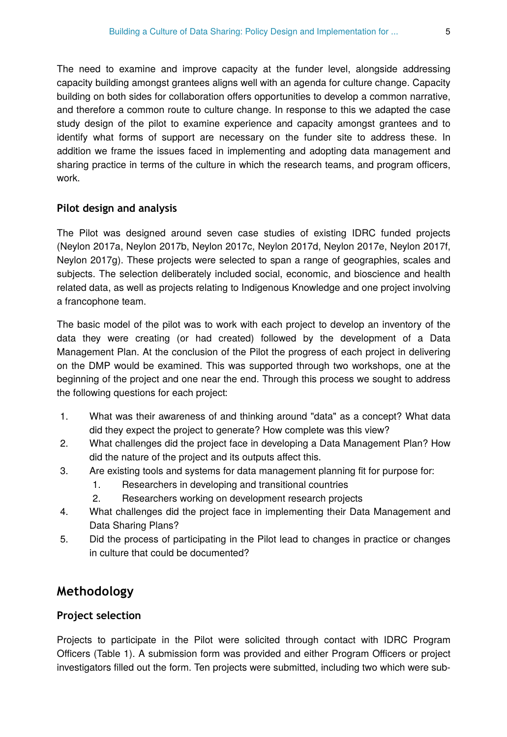The need to examine and improve capacity at the funder level, alongside addressing capacity building amongst grantees aligns well with an agenda for culture change. Capacity building on both sides for collaboration offers opportunities to develop a common narrative, and therefore a common route to culture change. In response to this we adapted the case study design of the pilot to examine experience and capacity amongst grantees and to identify what forms of support are necessary on the funder site to address these. In addition we frame the issues faced in implementing and adopting data management and sharing practice in terms of the culture in which the research teams, and program officers, work.

### Pilot design and analysis

The Pilot was designed around seven case studies of existing IDRC funded projects (Neylon 2017a, Neylon 2017b, Neylon 2017c, Neylon 2017d, Neylon 2017e, Neylon 2017f, Neylon 2017g). These projects were selected to span a range of geographies, scales and subjects. The selection deliberately included social, economic, and bioscience and health related data, as well as projects relating to Indigenous Knowledge and one project involving a francophone team.

The basic model of the pilot was to work with each project to develop an inventory of the data they were creating (or had created) followed by the development of a Data Management Plan. At the conclusion of the Pilot the progress of each project in delivering on the DMP would be examined. This was supported through two workshops, one at the beginning of the project and one near the end. Through this process we sought to address the following questions for each project:

1. What was their awareness of and thinking around "data" as a concept? What data did they expect the project to generate? How complete was this view?
2. What challenges did the project face in developing a Data Management Plan? How did the nature of the project and its outputs affect this.
3. Are existing tools and systems for data management planning fit for purpose for:
   1. Researchers in developing and transitional countries
   2. Researchers working on development research projects
4. What challenges did the project face in implementing their Data Management and Data Sharing Plans?
5. Did the process of participating in the Pilot lead to changes in practice or changes in culture that could be documented?

## Methodology

### Project selection

Projects to participate in the Pilot were solicited through contact with IDRC Program Officers (Table 1). A submission form was provided and either Program Officers or project investigators filled out the form. Ten projects were submitted, including two which were sub-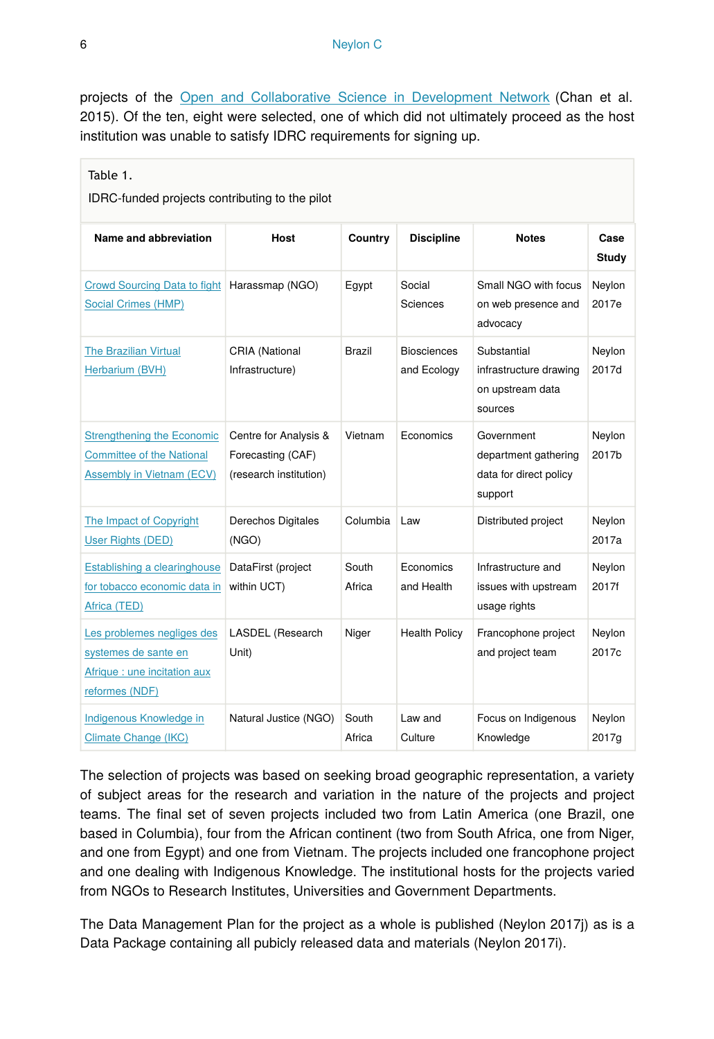projects of the Open and Collaborative Science in Development Network (Chan et al. 2015). Of the ten, eight were selected, one of which did not ultimately proceed as the host institution was unable to satisfy IDRC requirements for signing up.

Table 1.

IDRC-funded projects contributing to the pilot

| Name and abbreviation | Host | Country | Discipline | Notes | Case Study |
|---|---|---|---|---|---|
| Crowd Sourcing Data to fight Social Crimes (HMP) | Harassmap (NGO) | Egypt | Social Sciences | Small NGO with focus on web presence and advocacy | Neylon 2017e |
| The Brazilian Virtual Herbarium (BVH) | CRIA (National Infrastructure) | Brazil | Biosciences and Ecology | Substantial infrastructure drawing on upstream data sources | Neylon 2017d |
| Strengthening the Economic Committee of the National Assembly in Vietnam (ECV) | Centre for Analysis & Forecasting (CAF) (research institution) | Vietnam | Economics | Government department gathering data for direct policy support | Neylon 2017b |
| The Impact of Copyright User Rights (DED) | Derechos Digitales (NGO) | Columbia | Law | Distributed project | Neylon 2017a |
| Establishing a clearinghouse for tobacco economic data in Africa (TED) | DataFirst (project within UCT) | South Africa | Economics and Health | Infrastructure and issues with upstream usage rights | Neylon 2017f |
| Les problemes negliges des systemes de sante en Afrique : une incitation aux reformes (NDF) | LASDEL (Research Unit) | Niger | Health Policy | Francophone project and project team | Neylon 2017c |
| Indigenous Knowledge in Climate Change (IKC) | Natural Justice (NGO) | South Africa | Law and Culture | Focus on Indigenous Knowledge | Neylon 2017g |

The selection of projects was based on seeking broad geographic representation, a variety of subject areas for the research and variation in the nature of the projects and project teams. The final set of seven projects included two from Latin America (one Brazil, one based in Columbia), four from the African continent (two from South Africa, one from Niger, and one from Egypt) and one from Vietnam. The projects included one francophone project and one dealing with Indigenous Knowledge. The institutional hosts for the projects varied from NGOs to Research Institutes, Universities and Government Departments.

The Data Management Plan for the project as a whole is published (Neylon 2017j) as is a Data Package containing all pubicly released data and materials (Neylon 2017i).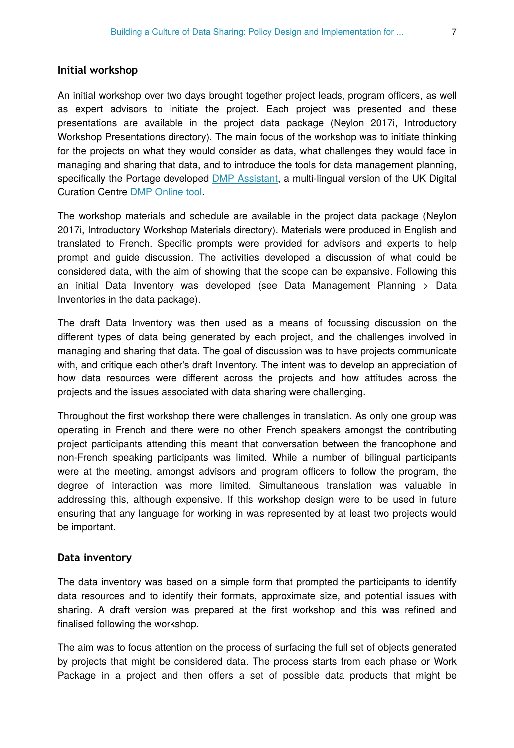### Initial workshop

An initial workshop over two days brought together project leads, program officers, as well as expert advisors to initiate the project. Each project was presented and these presentations are available in the project data package (Neylon 2017i, Introductory Workshop Presentations directory). The main focus of the workshop was to initiate thinking for the projects on what they would consider as data, what challenges they would face in managing and sharing that data, and to introduce the tools for data management planning, specifically the Portage developed DMP Assistant, a multi-lingual version of the UK Digital Curation Centre DMP Online tool.

The workshop materials and schedule are available in the project data package (Neylon 2017i, Introductory Workshop Materials directory). Materials were produced in English and translated to French. Specific prompts were provided for advisors and experts to help prompt and guide discussion. The activities developed a discussion of what could be considered data, with the aim of showing that the scope can be expansive. Following this an initial Data Inventory was developed (see Data Management Planning > Data Inventories in the data package).

The draft Data Inventory was then used as a means of focussing discussion on the different types of data being generated by each project, and the challenges involved in managing and sharing that data. The goal of discussion was to have projects communicate with, and critique each other's draft Inventory. The intent was to develop an appreciation of how data resources were different across the projects and how attitudes across the projects and the issues associated with data sharing were challenging.

Throughout the first workshop there were challenges in translation. As only one group was operating in French and there were no other French speakers amongst the contributing project participants attending this meant that conversation between the francophone and non-French speaking participants was limited. While a number of bilingual participants were at the meeting, amongst advisors and program officers to follow the program, the degree of interaction was more limited. Simultaneous translation was valuable in addressing this, although expensive. If this workshop design were to be used in future ensuring that any language for working in was represented by at least two projects would be important.

### Data inventory

The data inventory was based on a simple form that prompted the participants to identify data resources and to identify their formats, approximate size, and potential issues with sharing. A draft version was prepared at the first workshop and this was refined and finalised following the workshop.

The aim was to focus attention on the process of surfacing the full set of objects generated by projects that might be considered data. The process starts from each phase or Work Package in a project and then offers a set of possible data products that might be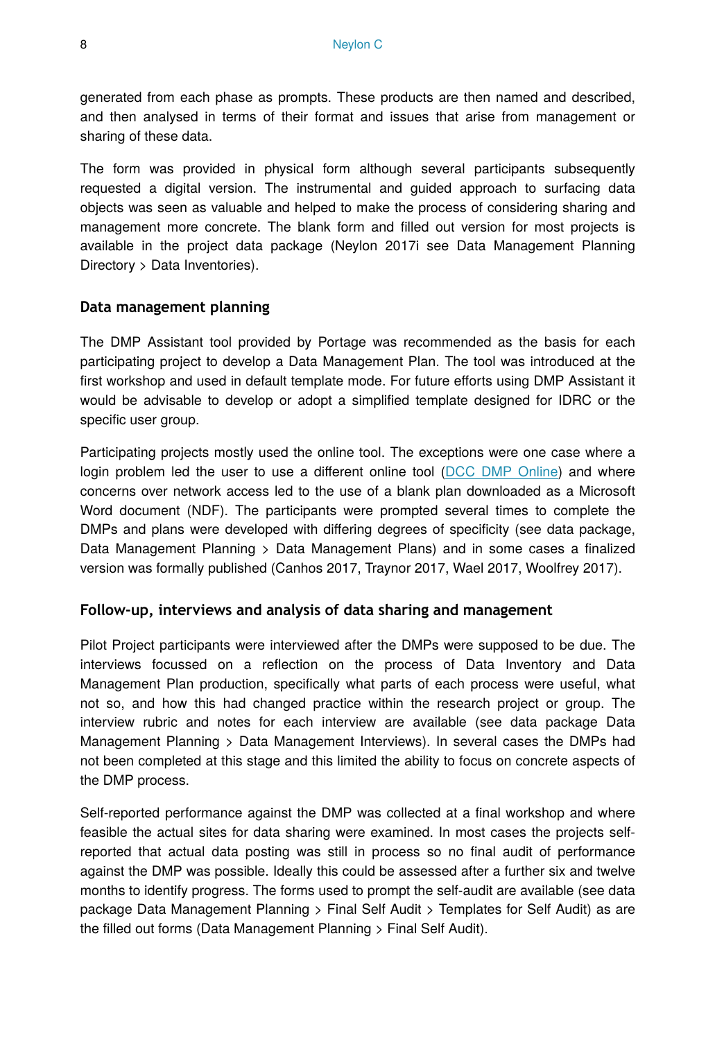generated from each phase as prompts. These products are then named and described, and then analysed in terms of their format and issues that arise from management or sharing of these data.

The form was provided in physical form although several participants subsequently requested a digital version. The instrumental and guided approach to surfacing data objects was seen as valuable and helped to make the process of considering sharing and management more concrete. The blank form and filled out version for most projects is available in the project data package (Neylon 2017i see Data Management Planning Directory > Data Inventories).

### Data management planning

The DMP Assistant tool provided by Portage was recommended as the basis for each participating project to develop a Data Management Plan. The tool was introduced at the first workshop and used in default template mode. For future efforts using DMP Assistant it would be advisable to develop or adopt a simplified template designed for IDRC or the specific user group.

Participating projects mostly used the online tool. The exceptions were one case where a login problem led the user to use a different online tool (DCC DMP Online) and where concerns over network access led to the use of a blank plan downloaded as a Microsoft Word document (NDF). The participants were prompted several times to complete the DMPs and plans were developed with differing degrees of specificity (see data package, Data Management Planning > Data Management Plans) and in some cases a finalized version was formally published (Canhos 2017, Traynor 2017, Wael 2017, Woolfrey 2017).

### Follow-up, interviews and analysis of data sharing and management

Pilot Project participants were interviewed after the DMPs were supposed to be due. The interviews focussed on a reflection on the process of Data Inventory and Data Management Plan production, specifically what parts of each process were useful, what not so, and how this had changed practice within the research project or group. The interview rubric and notes for each interview are available (see data package Data Management Planning > Data Management Interviews). In several cases the DMPs had not been completed at this stage and this limited the ability to focus on concrete aspects of the DMP process.

Self-reported performance against the DMP was collected at a final workshop and where feasible the actual sites for data sharing were examined. In most cases the projects self-reported that actual data posting was still in process so no final audit of performance against the DMP was possible. Ideally this could be assessed after a further six and twelve months to identify progress. The forms used to prompt the self-audit are available (see data package Data Management Planning > Final Self Audit > Templates for Self Audit) as are the filled out forms (Data Management Planning > Final Self Audit).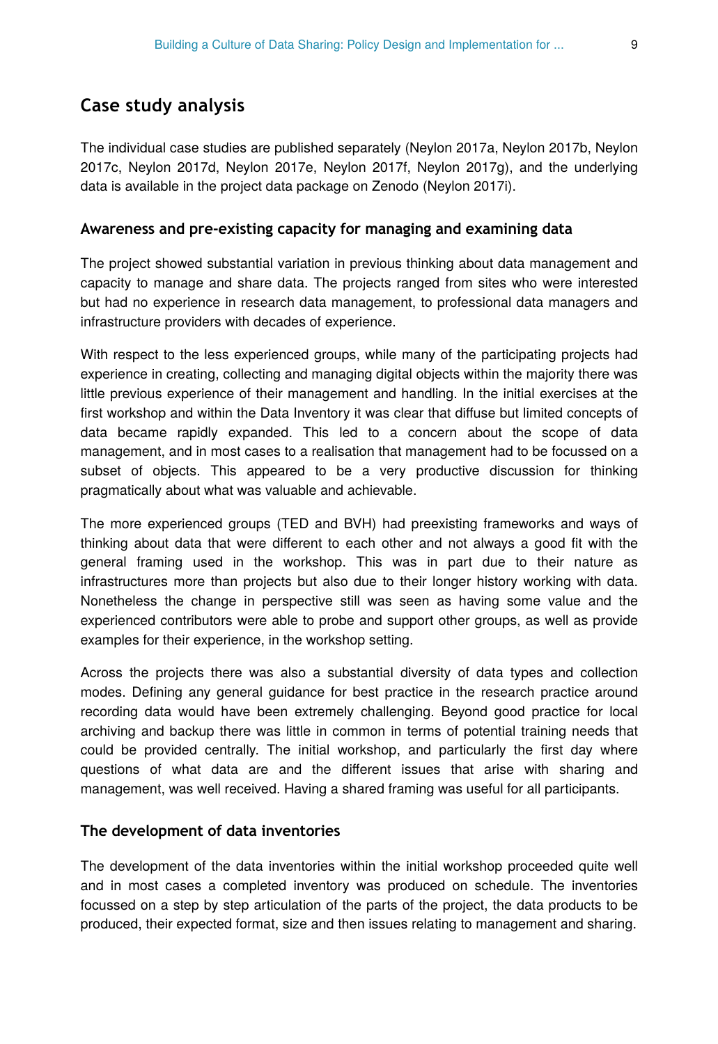## Case study analysis

The individual case studies are published separately (Neylon 2017a, Neylon 2017b, Neylon 2017c, Neylon 2017d, Neylon 2017e, Neylon 2017f, Neylon 2017g), and the underlying data is available in the project data package on Zenodo (Neylon 2017i).

### Awareness and pre-existing capacity for managing and examining data

The project showed substantial variation in previous thinking about data management and capacity to manage and share data. The projects ranged from sites who were interested but had no experience in research data management, to professional data managers and infrastructure providers with decades of experience.

With respect to the less experienced groups, while many of the participating projects had experience in creating, collecting and managing digital objects within the majority there was little previous experience of their management and handling. In the initial exercises at the first workshop and within the Data Inventory it was clear that diffuse but limited concepts of data became rapidly expanded. This led to a concern about the scope of data management, and in most cases to a realisation that management had to be focussed on a subset of objects. This appeared to be a very productive discussion for thinking pragmatically about what was valuable and achievable.

The more experienced groups (TED and BVH) had preexisting frameworks and ways of thinking about data that were different to each other and not always a good fit with the general framing used in the workshop. This was in part due to their nature as infrastructures more than projects but also due to their longer history working with data. Nonetheless the change in perspective still was seen as having some value and the experienced contributors were able to probe and support other groups, as well as provide examples for their experience, in the workshop setting.

Across the projects there was also a substantial diversity of data types and collection modes. Defining any general guidance for best practice in the research practice around recording data would have been extremely challenging. Beyond good practice for local archiving and backup there was little in common in terms of potential training needs that could be provided centrally. The initial workshop, and particularly the first day where questions of what data are and the different issues that arise with sharing and management, was well received. Having a shared framing was useful for all participants.

### The development of data inventories

The development of the data inventories within the initial workshop proceeded quite well and in most cases a completed inventory was produced on schedule. The inventories focussed on a step by step articulation of the parts of the project, the data products to be produced, their expected format, size and then issues relating to management and sharing.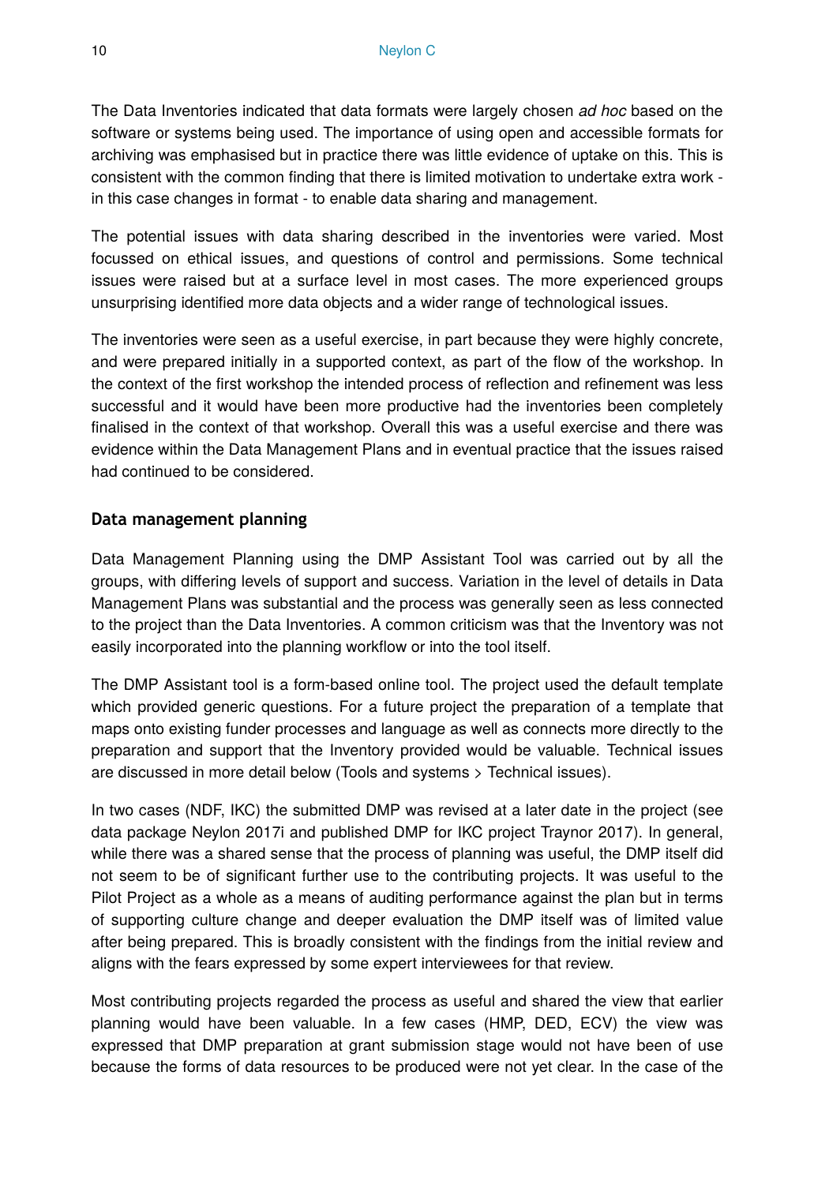The Data Inventories indicated that data formats were largely chosen *ad hoc* based on the software or systems being used. The importance of using open and accessible formats for archiving was emphasised but in practice there was little evidence of uptake on this. This is consistent with the common finding that there is limited motivation to undertake extra work - in this case changes in format - to enable data sharing and management.

The potential issues with data sharing described in the inventories were varied. Most focussed on ethical issues, and questions of control and permissions. Some technical issues were raised but at a surface level in most cases. The more experienced groups unsurprising identified more data objects and a wider range of technological issues.

The inventories were seen as a useful exercise, in part because they were highly concrete, and were prepared initially in a supported context, as part of the flow of the workshop. In the context of the first workshop the intended process of reflection and refinement was less successful and it would have been more productive had the inventories been completely finalised in the context of that workshop. Overall this was a useful exercise and there was evidence within the Data Management Plans and in eventual practice that the issues raised had continued to be considered.

### Data management planning

Data Management Planning using the DMP Assistant Tool was carried out by all the groups, with differing levels of support and success. Variation in the level of details in Data Management Plans was substantial and the process was generally seen as less connected to the project than the Data Inventories. A common criticism was that the Inventory was not easily incorporated into the planning workflow or into the tool itself.

The DMP Assistant tool is a form-based online tool. The project used the default template which provided generic questions. For a future project the preparation of a template that maps onto existing funder processes and language as well as connects more directly to the preparation and support that the Inventory provided would be valuable. Technical issues are discussed in more detail below (Tools and systems > Technical issues).

In two cases (NDF, IKC) the submitted DMP was revised at a later date in the project (see data package Neylon 2017i and published DMP for IKC project Traynor 2017). In general, while there was a shared sense that the process of planning was useful, the DMP itself did not seem to be of significant further use to the contributing projects. It was useful to the Pilot Project as a whole as a means of auditing performance against the plan but in terms of supporting culture change and deeper evaluation the DMP itself was of limited value after being prepared. This is broadly consistent with the findings from the initial review and aligns with the fears expressed by some expert interviewees for that review.

Most contributing projects regarded the process as useful and shared the view that earlier planning would have been valuable. In a few cases (HMP, DED, ECV) the view was expressed that DMP preparation at grant submission stage would not have been of use because the forms of data resources to be produced were not yet clear. In the case of the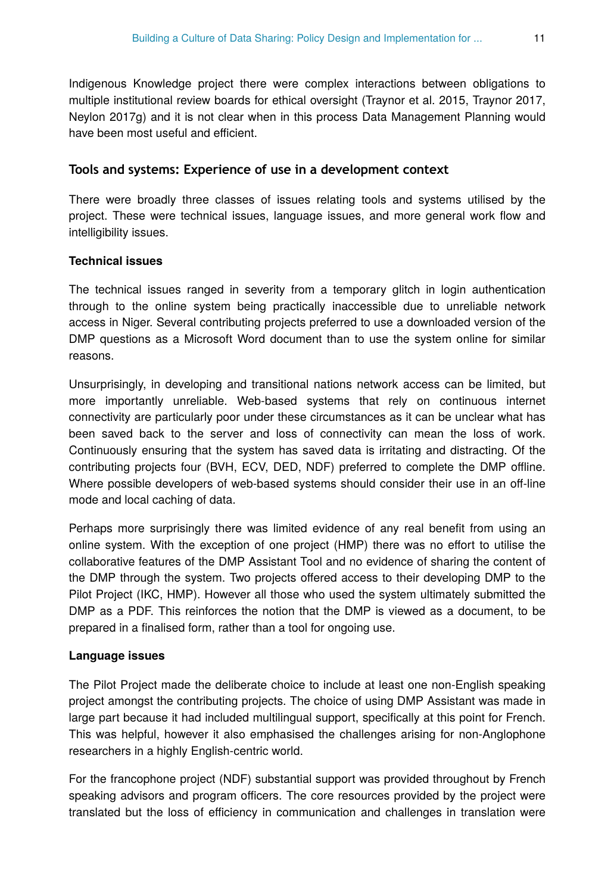Indigenous Knowledge project there were complex interactions between obligations to multiple institutional review boards for ethical oversight (Traynor et al. 2015, Traynor 2017, Neylon 2017g) and it is not clear when in this process Data Management Planning would have been most useful and efficient.

## Tools and systems: Experience of use in a development context

There were broadly three classes of issues relating tools and systems utilised by the project. These were technical issues, language issues, and more general work flow and intelligibility issues.

### Technical issues

The technical issues ranged in severity from a temporary glitch in login authentication through to the online system being practically inaccessible due to unreliable network access in Niger. Several contributing projects preferred to use a downloaded version of the DMP questions as a Microsoft Word document than to use the system online for similar reasons.

Unsurprisingly, in developing and transitional nations network access can be limited, but more importantly unreliable. Web-based systems that rely on continuous internet connectivity are particularly poor under these circumstances as it can be unclear what has been saved back to the server and loss of connectivity can mean the loss of work. Continuously ensuring that the system has saved data is irritating and distracting. Of the contributing projects four (BVH, ECV, DED, NDF) preferred to complete the DMP offline. Where possible developers of web-based systems should consider their use in an off-line mode and local caching of data.

Perhaps more surprisingly there was limited evidence of any real benefit from using an online system. With the exception of one project (HMP) there was no effort to utilise the collaborative features of the DMP Assistant Tool and no evidence of sharing the content of the DMP through the system. Two projects offered access to their developing DMP to the Pilot Project (IKC, HMP). However all those who used the system ultimately submitted the DMP as a PDF. This reinforces the notion that the DMP is viewed as a document, to be prepared in a finalised form, rather than a tool for ongoing use.

### Language issues

The Pilot Project made the deliberate choice to include at least one non-English speaking project amongst the contributing projects. The choice of using DMP Assistant was made in large part because it had included multilingual support, specifically at this point for French. This was helpful, however it also emphasised the challenges arising for non-Anglophone researchers in a highly English-centric world.

For the francophone project (NDF) substantial support was provided throughout by French speaking advisors and program officers. The core resources provided by the project were translated but the loss of efficiency in communication and challenges in translation were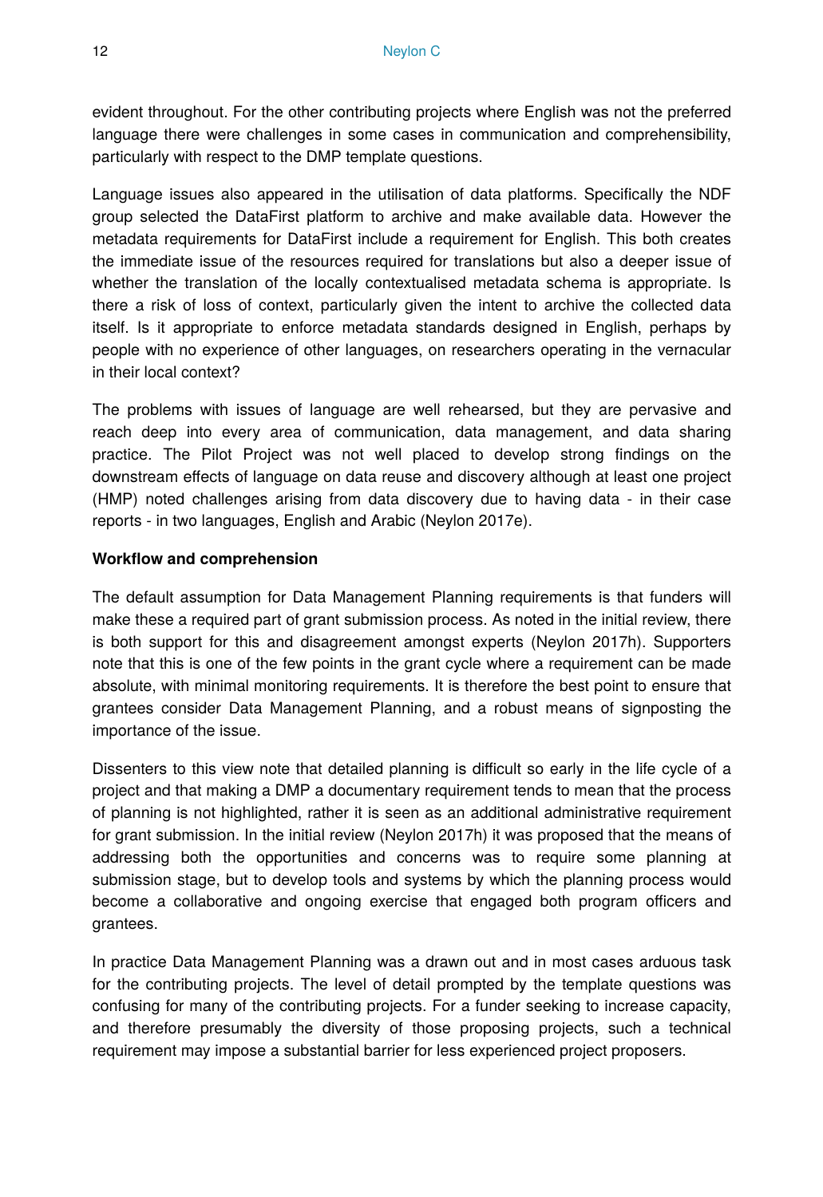evident throughout. For the other contributing projects where English was not the preferred language there were challenges in some cases in communication and comprehensibility, particularly with respect to the DMP template questions.

Language issues also appeared in the utilisation of data platforms. Specifically the NDF group selected the DataFirst platform to archive and make available data. However the metadata requirements for DataFirst include a requirement for English. This both creates the immediate issue of the resources required for translations but also a deeper issue of whether the translation of the locally contextualised metadata schema is appropriate. Is there a risk of loss of context, particularly given the intent to archive the collected data itself. Is it appropriate to enforce metadata standards designed in English, perhaps by people with no experience of other languages, on researchers operating in the vernacular in their local context?

The problems with issues of language are well rehearsed, but they are pervasive and reach deep into every area of communication, data management, and data sharing practice. The Pilot Project was not well placed to develop strong findings on the downstream effects of language on data reuse and discovery although at least one project (HMP) noted challenges arising from data discovery due to having data - in their case reports - in two languages, English and Arabic (Neylon 2017e).

**Workflow and comprehension**

The default assumption for Data Management Planning requirements is that funders will make these a required part of grant submission process. As noted in the initial review, there is both support for this and disagreement amongst experts (Neylon 2017h). Supporters note that this is one of the few points in the grant cycle where a requirement can be made absolute, with minimal monitoring requirements. It is therefore the best point to ensure that grantees consider Data Management Planning, and a robust means of signposting the importance of the issue.

Dissenters to this view note that detailed planning is difficult so early in the life cycle of a project and that making a DMP a documentary requirement tends to mean that the process of planning is not highlighted, rather it is seen as an additional administrative requirement for grant submission. In the initial review (Neylon 2017h) it was proposed that the means of addressing both the opportunities and concerns was to require some planning at submission stage, but to develop tools and systems by which the planning process would become a collaborative and ongoing exercise that engaged both program officers and grantees.

In practice Data Management Planning was a drawn out and in most cases arduous task for the contributing projects. The level of detail prompted by the template questions was confusing for many of the contributing projects. For a funder seeking to increase capacity, and therefore presumably the diversity of those proposing projects, such a technical requirement may impose a substantial barrier for less experienced project proposers.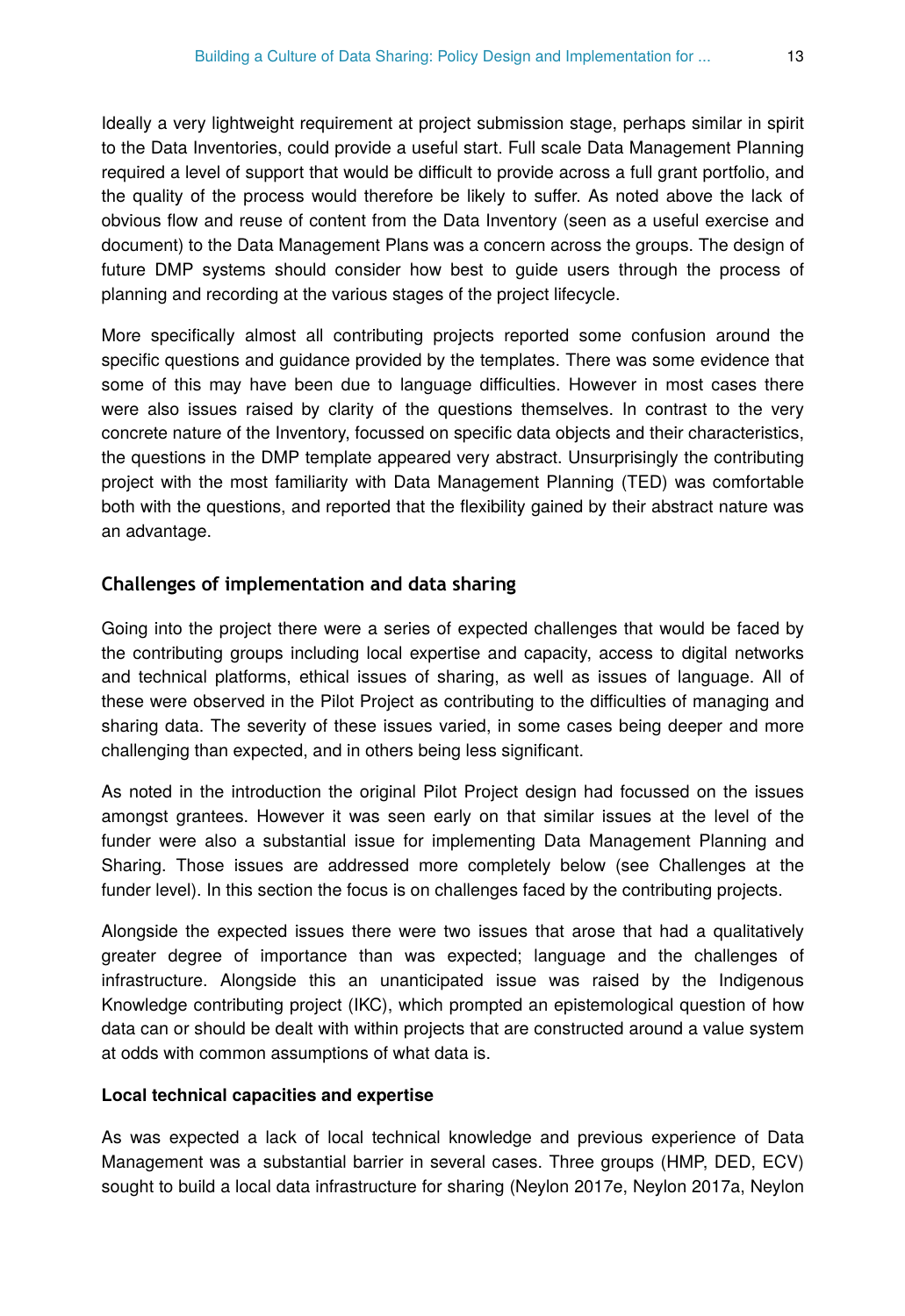Ideally a very lightweight requirement at project submission stage, perhaps similar in spirit to the Data Inventories, could provide a useful start. Full scale Data Management Planning required a level of support that would be difficult to provide across a full grant portfolio, and the quality of the process would therefore be likely to suffer. As noted above the lack of obvious flow and reuse of content from the Data Inventory (seen as a useful exercise and document) to the Data Management Plans was a concern across the groups. The design of future DMP systems should consider how best to guide users through the process of planning and recording at the various stages of the project lifecycle.

More specifically almost all contributing projects reported some confusion around the specific questions and guidance provided by the templates. There was some evidence that some of this may have been due to language difficulties. However in most cases there were also issues raised by clarity of the questions themselves. In contrast to the very concrete nature of the Inventory, focussed on specific data objects and their characteristics, the questions in the DMP template appeared very abstract. Unsurprisingly the contributing project with the most familiarity with Data Management Planning (TED) was comfortable both with the questions, and reported that the flexibility gained by their abstract nature was an advantage.

## Challenges of implementation and data sharing

Going into the project there were a series of expected challenges that would be faced by the contributing groups including local expertise and capacity, access to digital networks and technical platforms, ethical issues of sharing, as well as issues of language. All of these were observed in the Pilot Project as contributing to the difficulties of managing and sharing data. The severity of these issues varied, in some cases being deeper and more challenging than expected, and in others being less significant.

As noted in the introduction the original Pilot Project design had focussed on the issues amongst grantees. However it was seen early on that similar issues at the level of the funder were also a substantial issue for implementing Data Management Planning and Sharing. Those issues are addressed more completely below (see Challenges at the funder level). In this section the focus is on challenges faced by the contributing projects.

Alongside the expected issues there were two issues that arose that had a qualitatively greater degree of importance than was expected; language and the challenges of infrastructure. Alongside this an unanticipated issue was raised by the Indigenous Knowledge contributing project (IKC), which prompted an epistemological question of how data can or should be dealt with within projects that are constructed around a value system at odds with common assumptions of what data is.

### Local technical capacities and expertise

As was expected a lack of local technical knowledge and previous experience of Data Management was a substantial barrier in several cases. Three groups (HMP, DED, ECV) sought to build a local data infrastructure for sharing (Neylon 2017e, Neylon 2017a, Neylon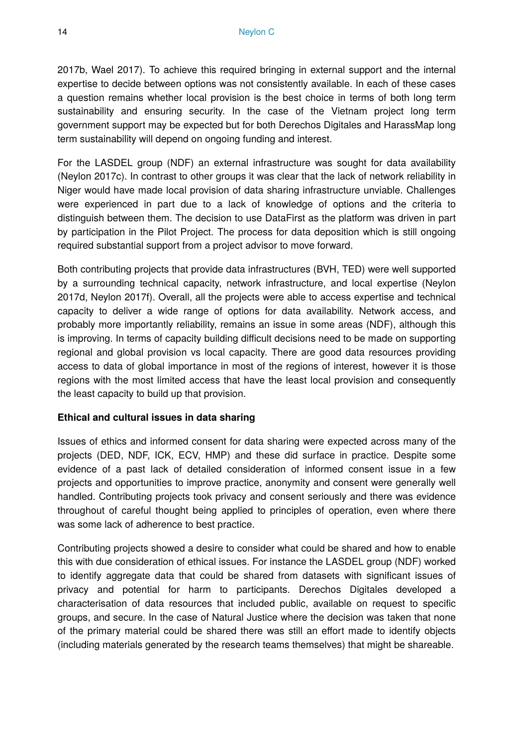2017b, Wael 2017). To achieve this required bringing in external support and the internal expertise to decide between options was not consistently available. In each of these cases a question remains whether local provision is the best choice in terms of both long term sustainability and ensuring security. In the case of the Vietnam project long term government support may be expected but for both Derechos Digitales and HarassMap long term sustainability will depend on ongoing funding and interest.

For the LASDEL group (NDF) an external infrastructure was sought for data availability (Neylon 2017c). In contrast to other groups it was clear that the lack of network reliability in Niger would have made local provision of data sharing infrastructure unviable. Challenges were experienced in part due to a lack of knowledge of options and the criteria to distinguish between them. The decision to use DataFirst as the platform was driven in part by participation in the Pilot Project. The process for data deposition which is still ongoing required substantial support from a project advisor to move forward.

Both contributing projects that provide data infrastructures (BVH, TED) were well supported by a surrounding technical capacity, network infrastructure, and local expertise (Neylon 2017d, Neylon 2017f). Overall, all the projects were able to access expertise and technical capacity to deliver a wide range of options for data availability. Network access, and probably more importantly reliability, remains an issue in some areas (NDF), although this is improving. In terms of capacity building difficult decisions need to be made on supporting regional and global provision vs local capacity. There are good data resources providing access to data of global importance in most of the regions of interest, however it is those regions with the most limited access that have the least local provision and consequently the least capacity to build up that provision.

**Ethical and cultural issues in data sharing**

Issues of ethics and informed consent for data sharing were expected across many of the projects (DED, NDF, ICK, ECV, HMP) and these did surface in practice. Despite some evidence of a past lack of detailed consideration of informed consent issue in a few projects and opportunities to improve practice, anonymity and consent were generally well handled. Contributing projects took privacy and consent seriously and there was evidence throughout of careful thought being applied to principles of operation, even where there was some lack of adherence to best practice.

Contributing projects showed a desire to consider what could be shared and how to enable this with due consideration of ethical issues. For instance the LASDEL group (NDF) worked to identify aggregate data that could be shared from datasets with significant issues of privacy and potential for harm to participants. Derechos Digitales developed a characterisation of data resources that included public, available on request to specific groups, and secure. In the case of Natural Justice where the decision was taken that none of the primary material could be shared there was still an effort made to identify objects (including materials generated by the research teams themselves) that might be shareable.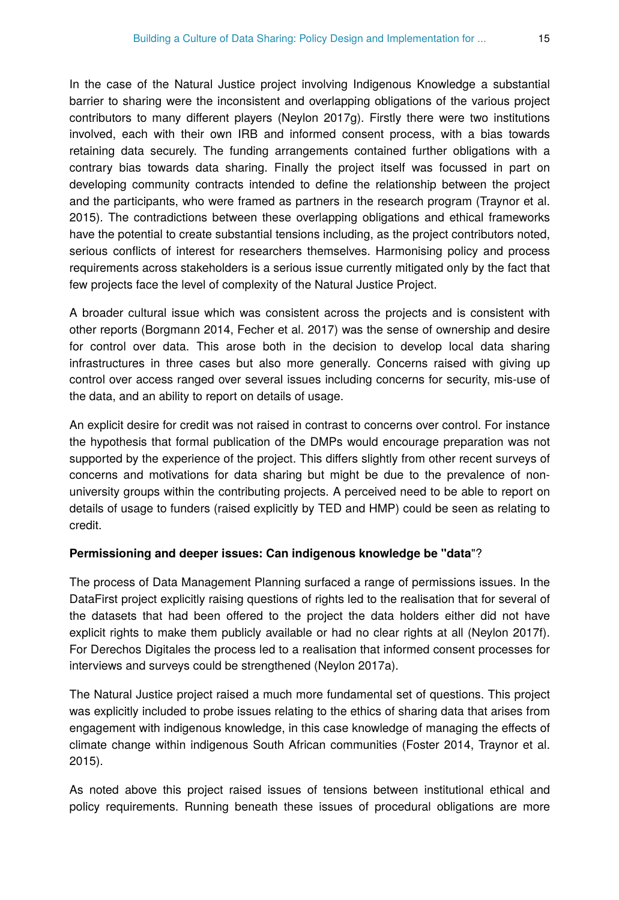In the case of the Natural Justice project involving Indigenous Knowledge a substantial barrier to sharing were the inconsistent and overlapping obligations of the various project contributors to many different players (Neylon 2017g). Firstly there were two institutions involved, each with their own IRB and informed consent process, with a bias towards retaining data securely. The funding arrangements contained further obligations with a contrary bias towards data sharing. Finally the project itself was focussed in part on developing community contracts intended to define the relationship between the project and the participants, who were framed as partners in the research program (Traynor et al. 2015). The contradictions between these overlapping obligations and ethical frameworks have the potential to create substantial tensions including, as the project contributors noted, serious conflicts of interest for researchers themselves. Harmonising policy and process requirements across stakeholders is a serious issue currently mitigated only by the fact that few projects face the level of complexity of the Natural Justice Project.

A broader cultural issue which was consistent across the projects and is consistent with other reports (Borgmann 2014, Fecher et al. 2017) was the sense of ownership and desire for control over data. This arose both in the decision to develop local data sharing infrastructures in three cases but also more generally. Concerns raised with giving up control over access ranged over several issues including concerns for security, mis-use of the data, and an ability to report on details of usage.

An explicit desire for credit was not raised in contrast to concerns over control. For instance the hypothesis that formal publication of the DMPs would encourage preparation was not supported by the experience of the project. This differs slightly from other recent surveys of concerns and motivations for data sharing but might be due to the prevalence of non-university groups within the contributing projects. A perceived need to be able to report on details of usage to funders (raised explicitly by TED and HMP) could be seen as relating to credit.

**Permissioning and deeper issues: Can indigenous knowledge be "data**"?

The process of Data Management Planning surfaced a range of permissions issues. In the DataFirst project explicitly raising questions of rights led to the realisation that for several of the datasets that had been offered to the project the data holders either did not have explicit rights to make them publicly available or had no clear rights at all (Neylon 2017f). For Derechos Digitales the process led to a realisation that informed consent processes for interviews and surveys could be strengthened (Neylon 2017a).

The Natural Justice project raised a much more fundamental set of questions. This project was explicitly included to probe issues relating to the ethics of sharing data that arises from engagement with indigenous knowledge, in this case knowledge of managing the effects of climate change within indigenous South African communities (Foster 2014, Traynor et al. 2015).

As noted above this project raised issues of tensions between institutional ethical and policy requirements. Running beneath these issues of procedural obligations are more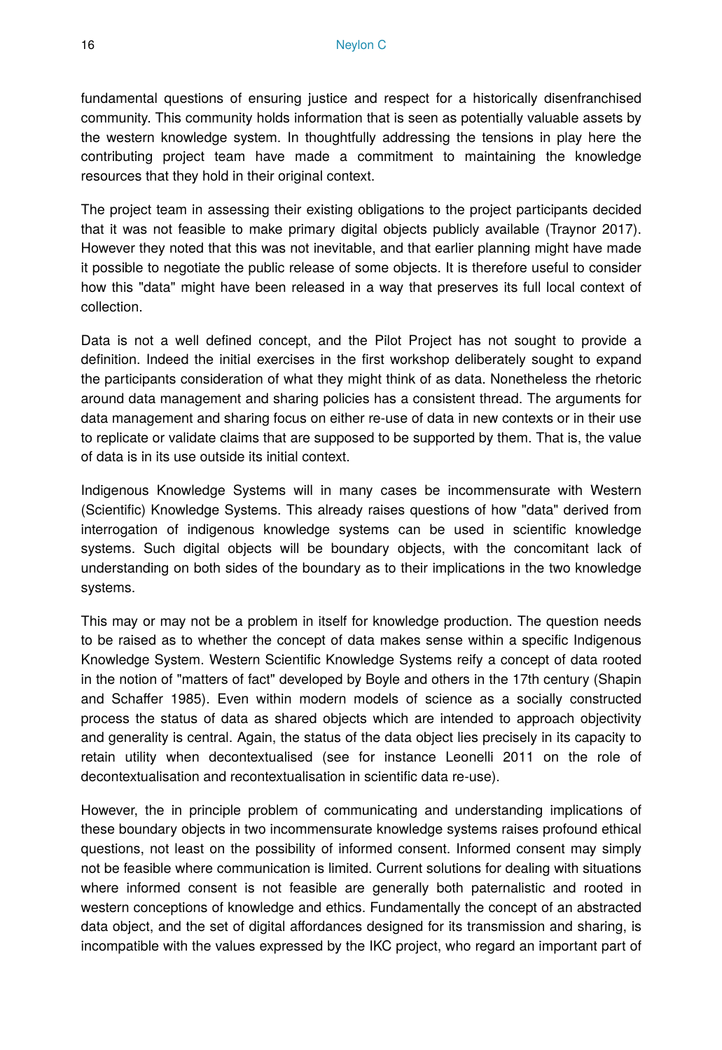fundamental questions of ensuring justice and respect for a historically disenfranchised community. This community holds information that is seen as potentially valuable assets by the western knowledge system. In thoughtfully addressing the tensions in play here the contributing project team have made a commitment to maintaining the knowledge resources that they hold in their original context.

The project team in assessing their existing obligations to the project participants decided that it was not feasible to make primary digital objects publicly available (Traynor 2017). However they noted that this was not inevitable, and that earlier planning might have made it possible to negotiate the public release of some objects. It is therefore useful to consider how this "data" might have been released in a way that preserves its full local context of collection.

Data is not a well defined concept, and the Pilot Project has not sought to provide a definition. Indeed the initial exercises in the first workshop deliberately sought to expand the participants consideration of what they might think of as data. Nonetheless the rhetoric around data management and sharing policies has a consistent thread. The arguments for data management and sharing focus on either re-use of data in new contexts or in their use to replicate or validate claims that are supposed to be supported by them. That is, the value of data is in its use outside its initial context.

Indigenous Knowledge Systems will in many cases be incommensurate with Western (Scientific) Knowledge Systems. This already raises questions of how "data" derived from interrogation of indigenous knowledge systems can be used in scientific knowledge systems. Such digital objects will be boundary objects, with the concomitant lack of understanding on both sides of the boundary as to their implications in the two knowledge systems.

This may or may not be a problem in itself for knowledge production. The question needs to be raised as to whether the concept of data makes sense within a specific Indigenous Knowledge System. Western Scientific Knowledge Systems reify a concept of data rooted in the notion of "matters of fact" developed by Boyle and others in the 17th century (Shapin and Schaffer 1985). Even within modern models of science as a socially constructed process the status of data as shared objects which are intended to approach objectivity and generality is central. Again, the status of the data object lies precisely in its capacity to retain utility when decontextualised (see for instance Leonelli 2011 on the role of decontextualisation and recontextualisation in scientific data re-use).

However, the in principle problem of communicating and understanding implications of these boundary objects in two incommensurate knowledge systems raises profound ethical questions, not least on the possibility of informed consent. Informed consent may simply not be feasible where communication is limited. Current solutions for dealing with situations where informed consent is not feasible are generally both paternalistic and rooted in western conceptions of knowledge and ethics. Fundamentally the concept of an abstracted data object, and the set of digital affordances designed for its transmission and sharing, is incompatible with the values expressed by the IKC project, who regard an important part of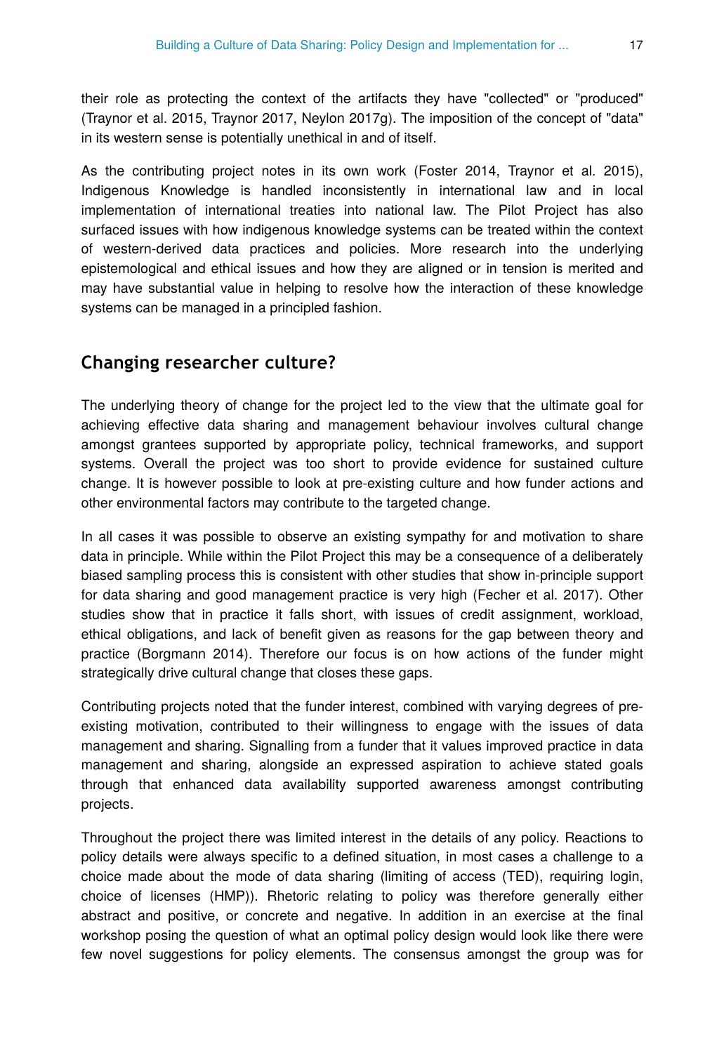their role as protecting the context of the artifacts they have "collected" or "produced" (Traynor et al. 2015, Traynor 2017, Neylon 2017g). The imposition of the concept of "data" in its western sense is potentially unethical in and of itself.

As the contributing project notes in its own work (Foster 2014, Traynor et al. 2015), Indigenous Knowledge is handled inconsistently in international law and in local implementation of international treaties into national law. The Pilot Project has also surfaced issues with how indigenous knowledge systems can be treated within the context of western-derived data practices and policies. More research into the underlying epistemological and ethical issues and how they are aligned or in tension is merited and may have substantial value in helping to resolve how the interaction of these knowledge systems can be managed in a principled fashion.

## Changing researcher culture?

The underlying theory of change for the project led to the view that the ultimate goal for achieving effective data sharing and management behaviour involves cultural change amongst grantees supported by appropriate policy, technical frameworks, and support systems. Overall the project was too short to provide evidence for sustained culture change. It is however possible to look at pre-existing culture and how funder actions and other environmental factors may contribute to the targeted change.

In all cases it was possible to observe an existing sympathy for and motivation to share data in principle. While within the Pilot Project this may be a consequence of a deliberately biased sampling process this is consistent with other studies that show in-principle support for data sharing and good management practice is very high (Fecher et al. 2017). Other studies show that in practice it falls short, with issues of credit assignment, workload, ethical obligations, and lack of benefit given as reasons for the gap between theory and practice (Borgmann 2014). Therefore our focus is on how actions of the funder might strategically drive cultural change that closes these gaps.

Contributing projects noted that the funder interest, combined with varying degrees of pre-existing motivation, contributed to their willingness to engage with the issues of data management and sharing. Signalling from a funder that it values improved practice in data management and sharing, alongside an expressed aspiration to achieve stated goals through that enhanced data availability supported awareness amongst contributing projects.

Throughout the project there was limited interest in the details of any policy. Reactions to policy details were always specific to a defined situation, in most cases a challenge to a choice made about the mode of data sharing (limiting of access (TED), requiring login, choice of licenses (HMP)). Rhetoric relating to policy was therefore generally either abstract and positive, or concrete and negative. In addition in an exercise at the final workshop posing the question of what an optimal policy design would look like there were few novel suggestions for policy elements. The consensus amongst the group was for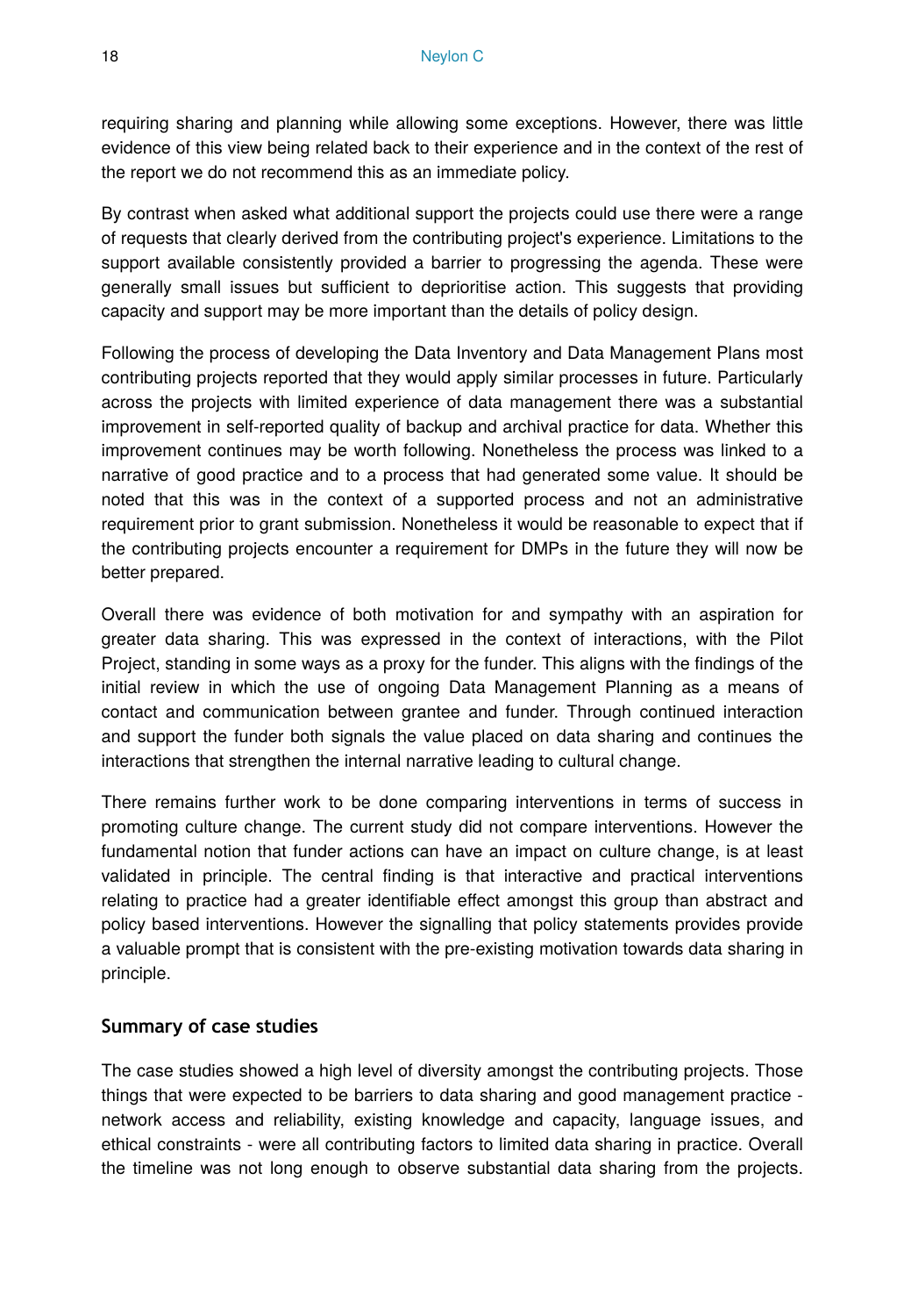requiring sharing and planning while allowing some exceptions. However, there was little evidence of this view being related back to their experience and in the context of the rest of the report we do not recommend this as an immediate policy.

By contrast when asked what additional support the projects could use there were a range of requests that clearly derived from the contributing project's experience. Limitations to the support available consistently provided a barrier to progressing the agenda. These were generally small issues but sufficient to deprioritise action. This suggests that providing capacity and support may be more important than the details of policy design.

Following the process of developing the Data Inventory and Data Management Plans most contributing projects reported that they would apply similar processes in future. Particularly across the projects with limited experience of data management there was a substantial improvement in self-reported quality of backup and archival practice for data. Whether this improvement continues may be worth following. Nonetheless the process was linked to a narrative of good practice and to a process that had generated some value. It should be noted that this was in the context of a supported process and not an administrative requirement prior to grant submission. Nonetheless it would be reasonable to expect that if the contributing projects encounter a requirement for DMPs in the future they will now be better prepared.

Overall there was evidence of both motivation for and sympathy with an aspiration for greater data sharing. This was expressed in the context of interactions, with the Pilot Project, standing in some ways as a proxy for the funder. This aligns with the findings of the initial review in which the use of ongoing Data Management Planning as a means of contact and communication between grantee and funder. Through continued interaction and support the funder both signals the value placed on data sharing and continues the interactions that strengthen the internal narrative leading to cultural change.

There remains further work to be done comparing interventions in terms of success in promoting culture change. The current study did not compare interventions. However the fundamental notion that funder actions can have an impact on culture change, is at least validated in principle. The central finding is that interactive and practical interventions relating to practice had a greater identifiable effect amongst this group than abstract and policy based interventions. However the signalling that policy statements provides provide a valuable prompt that is consistent with the pre-existing motivation towards data sharing in principle.

### Summary of case studies

The case studies showed a high level of diversity amongst the contributing projects. Those things that were expected to be barriers to data sharing and good management practice - network access and reliability, existing knowledge and capacity, language issues, and ethical constraints - were all contributing factors to limited data sharing in practice. Overall the timeline was not long enough to observe substantial data sharing from the projects.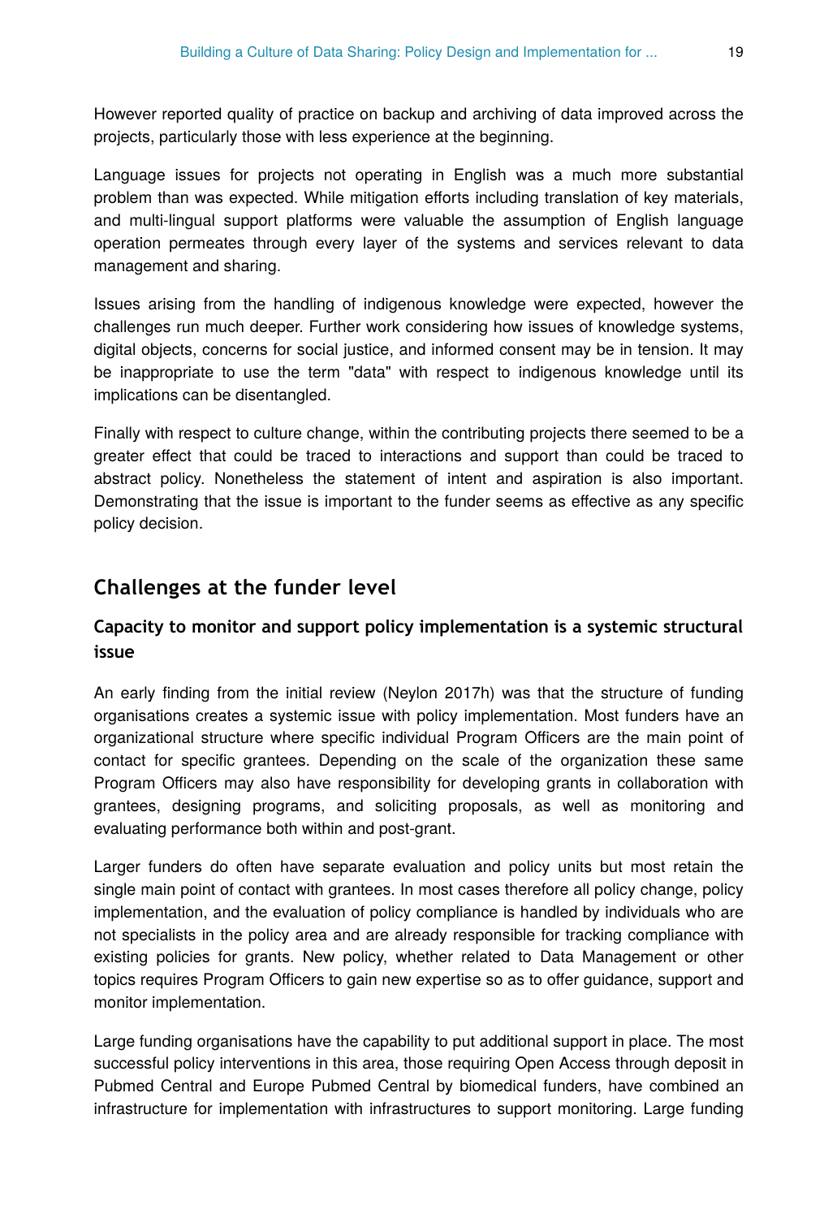However reported quality of practice on backup and archiving of data improved across the projects, particularly those with less experience at the beginning.

Language issues for projects not operating in English was a much more substantial problem than was expected. While mitigation efforts including translation of key materials, and multi-lingual support platforms were valuable the assumption of English language operation permeates through every layer of the systems and services relevant to data management and sharing.

Issues arising from the handling of indigenous knowledge were expected, however the challenges run much deeper. Further work considering how issues of knowledge systems, digital objects, concerns for social justice, and informed consent may be in tension. It may be inappropriate to use the term "data" with respect to indigenous knowledge until its implications can be disentangled.

Finally with respect to culture change, within the contributing projects there seemed to be a greater effect that could be traced to interactions and support than could be traced to abstract policy. Nonetheless the statement of intent and aspiration is also important. Demonstrating that the issue is important to the funder seems as effective as any specific policy decision.

## Challenges at the funder level

### Capacity to monitor and support policy implementation is a systemic structural issue

An early finding from the initial review (Neylon 2017h) was that the structure of funding organisations creates a systemic issue with policy implementation. Most funders have an organizational structure where specific individual Program Officers are the main point of contact for specific grantees. Depending on the scale of the organization these same Program Officers may also have responsibility for developing grants in collaboration with grantees, designing programs, and soliciting proposals, as well as monitoring and evaluating performance both within and post-grant.

Larger funders do often have separate evaluation and policy units but most retain the single main point of contact with grantees. In most cases therefore all policy change, policy implementation, and the evaluation of policy compliance is handled by individuals who are not specialists in the policy area and are already responsible for tracking compliance with existing policies for grants. New policy, whether related to Data Management or other topics requires Program Officers to gain new expertise so as to offer guidance, support and monitor implementation.

Large funding organisations have the capability to put additional support in place. The most successful policy interventions in this area, those requiring Open Access through deposit in Pubmed Central and Europe Pubmed Central by biomedical funders, have combined an infrastructure for implementation with infrastructures to support monitoring. Large funding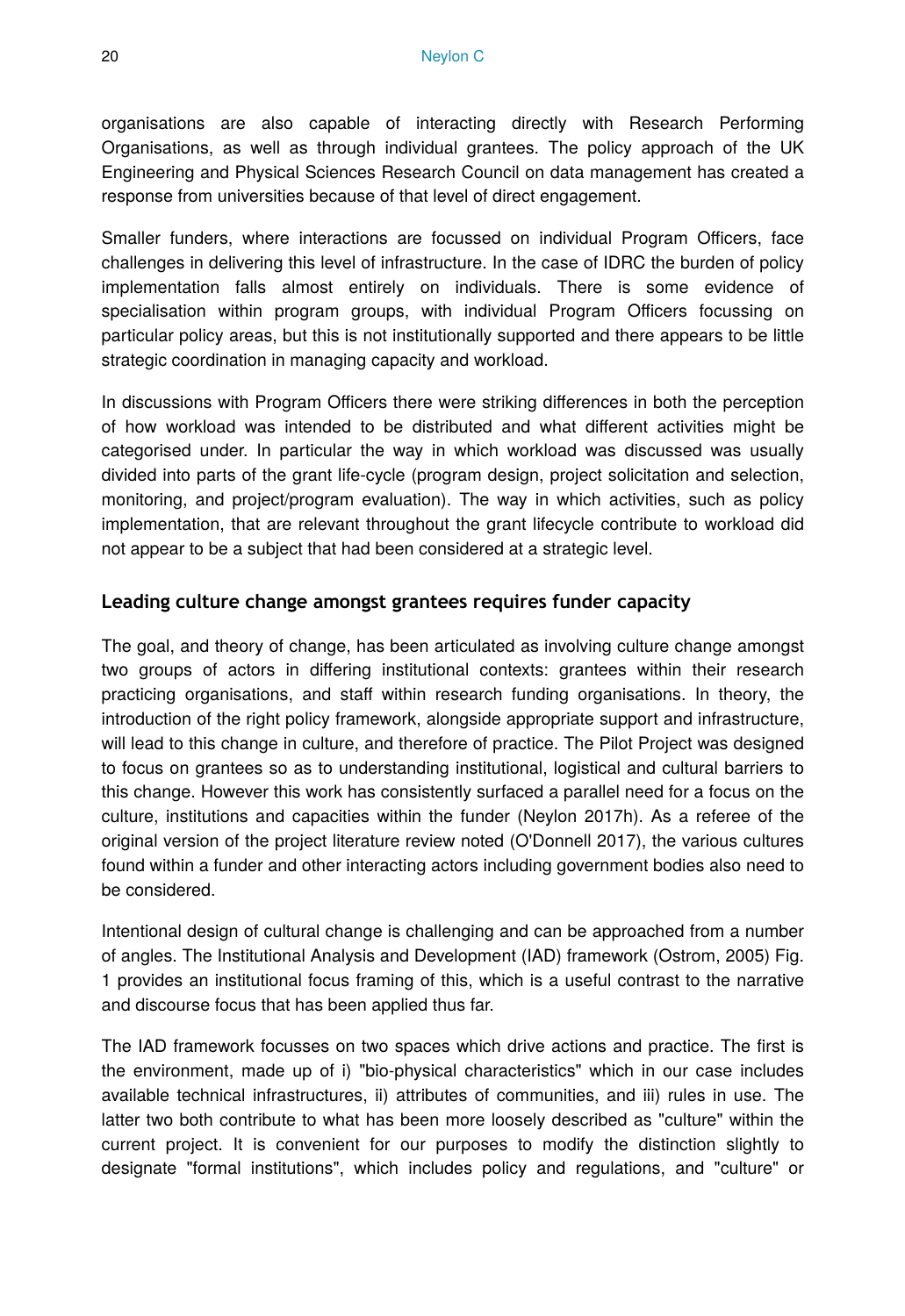organisations are also capable of interacting directly with Research Performing Organisations, as well as through individual grantees. The policy approach of the UK Engineering and Physical Sciences Research Council on data management has created a response from universities because of that level of direct engagement.

Smaller funders, where interactions are focussed on individual Program Officers, face challenges in delivering this level of infrastructure. In the case of IDRC the burden of policy implementation falls almost entirely on individuals. There is some evidence of specialisation within program groups, with individual Program Officers focussing on particular policy areas, but this is not institutionally supported and there appears to be little strategic coordination in managing capacity and workload.

In discussions with Program Officers there were striking differences in both the perception of how workload was intended to be distributed and what different activities might be categorised under. In particular the way in which workload was discussed was usually divided into parts of the grant life-cycle (program design, project solicitation and selection, monitoring, and project/program evaluation). The way in which activities, such as policy implementation, that are relevant throughout the grant lifecycle contribute to workload did not appear to be a subject that had been considered at a strategic level.

### Leading culture change amongst grantees requires funder capacity

The goal, and theory of change, has been articulated as involving culture change amongst two groups of actors in differing institutional contexts: grantees within their research practicing organisations, and staff within research funding organisations. In theory, the introduction of the right policy framework, alongside appropriate support and infrastructure, will lead to this change in culture, and therefore of practice. The Pilot Project was designed to focus on grantees so as to understanding institutional, logistical and cultural barriers to this change. However this work has consistently surfaced a parallel need for a focus on the culture, institutions and capacities within the funder (Neylon 2017h). As a referee of the original version of the project literature review noted (O'Donnell 2017), the various cultures found within a funder and other interacting actors including government bodies also need to be considered.

Intentional design of cultural change is challenging and can be approached from a number of angles. The Institutional Analysis and Development (IAD) framework (Ostrom, 2005) Fig. 1 provides an institutional focus framing of this, which is a useful contrast to the narrative and discourse focus that has been applied thus far.

The IAD framework focusses on two spaces which drive actions and practice. The first is the environment, made up of i) "bio-physical characteristics" which in our case includes available technical infrastructures, ii) attributes of communities, and iii) rules in use. The latter two both contribute to what has been more loosely described as "culture" within the current project. It is convenient for our purposes to modify the distinction slightly to designate "formal institutions", which includes policy and regulations, and "culture" or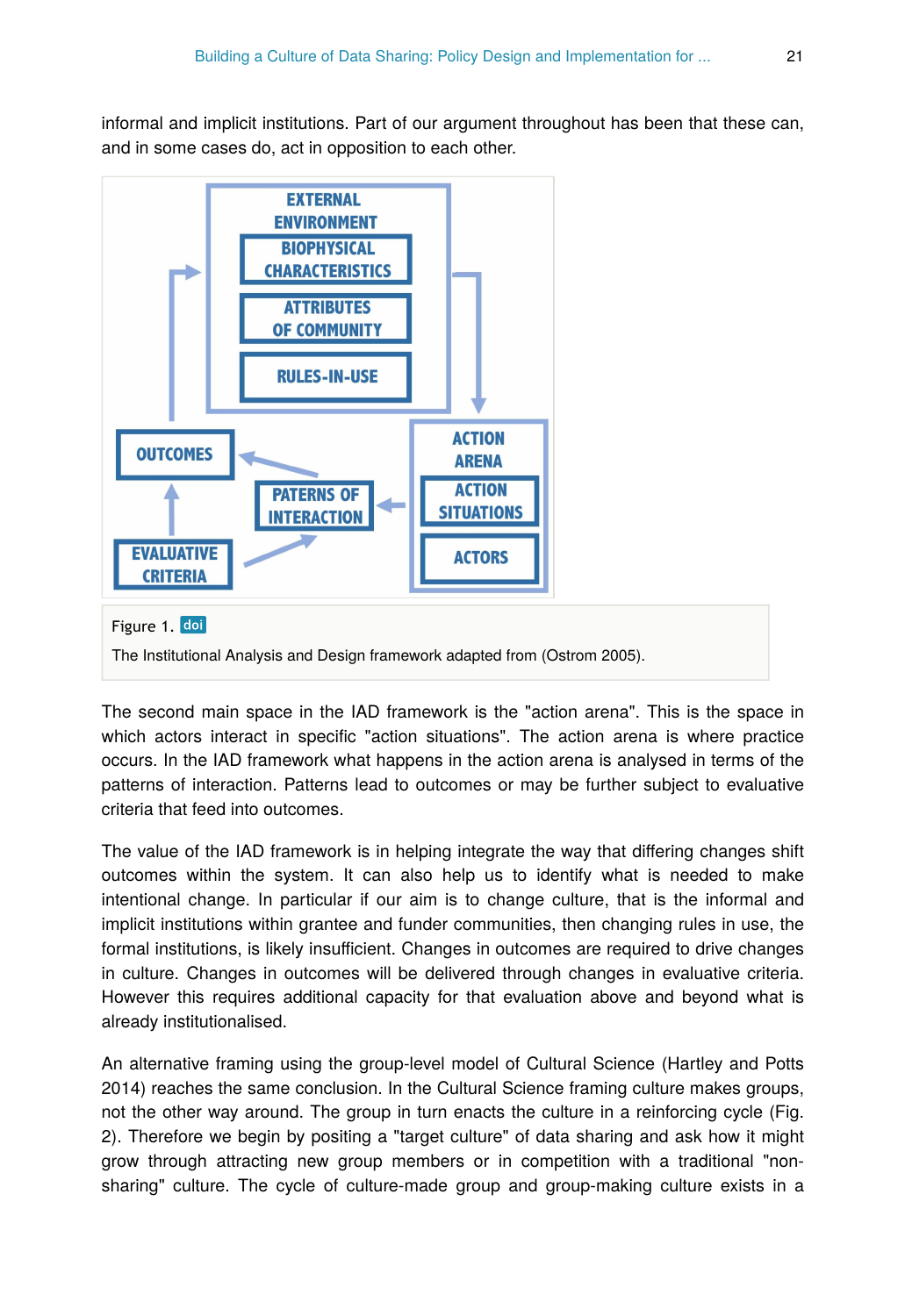informal and implicit institutions. Part of our argument throughout has been that these can, and in some cases do, act in opposition to each other.

EXTERNAL ENVIRONMENT
BIOPHYSICAL CHARACTERISTICS
ATTRIBUTES OF COMMUNITY
RULES-IN-USE
ACTION ARENA
ACTION SITUATIONS
ACTORS
OUTCOMES
PATERNS OF INTERACTION
EVALUATIVE CRITERIA

Figure 1. doi

The Institutional Analysis and Design framework adapted from (Ostrom 2005).

The second main space in the IAD framework is the "action arena". This is the space in which actors interact in specific "action situations". The action arena is where practice occurs. In the IAD framework what happens in the action arena is analysed in terms of the patterns of interaction. Patterns lead to outcomes or may be further subject to evaluative criteria that feed into outcomes.

The value of the IAD framework is in helping integrate the way that differing changes shift outcomes within the system. It can also help us to identify what is needed to make intentional change. In particular if our aim is to change culture, that is the informal and implicit institutions within grantee and funder communities, then changing rules in use, the formal institutions, is likely insufficient. Changes in outcomes are required to drive changes in culture. Changes in outcomes will be delivered through changes in evaluative criteria. However this requires additional capacity for that evaluation above and beyond what is already institutionalised.

An alternative framing using the group-level model of Cultural Science (Hartley and Potts 2014) reaches the same conclusion. In the Cultural Science framing culture makes groups, not the other way around. The group in turn enacts the culture in a reinforcing cycle (Fig. 2). Therefore we begin by positing a "target culture" of data sharing and ask how it might grow through attracting new group members or in competition with a traditional "non-sharing" culture. The cycle of culture-made group and group-making culture exists in a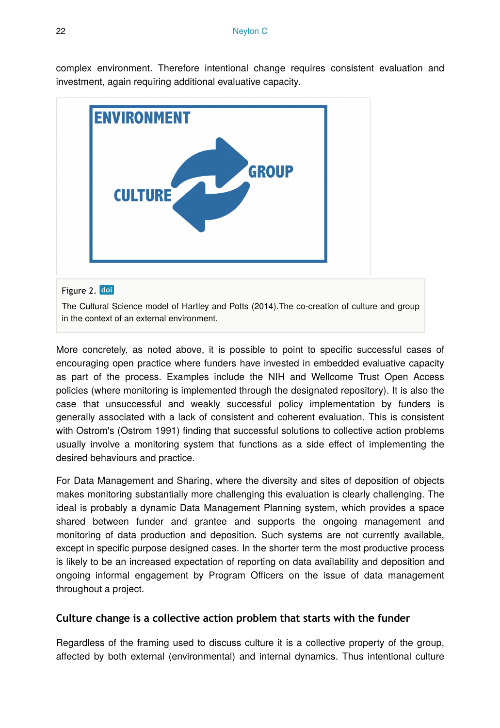complex environment. Therefore intentional change requires consistent evaluation and investment, again requiring additional evaluative capacity.

ENVIRONMENT

GROUP

CULTURE

Figure 2. doi

The Cultural Science model of Hartley and Potts (2014).The co-creation of culture and group in the context of an external environment.

More concretely, as noted above, it is possible to point to specific successful cases of encouraging open practice where funders have invested in embedded evaluative capacity as part of the process. Examples include the NIH and Wellcome Trust Open Access policies (where monitoring is implemented through the designated repository). It is also the case that unsuccessful and weakly successful policy implementation by funders is generally associated with a lack of consistent and coherent evaluation. This is consistent with Ostrom's (Ostrom 1991) finding that successful solutions to collective action problems usually involve a monitoring system that functions as a side effect of implementing the desired behaviours and practice.

For Data Management and Sharing, where the diversity and sites of deposition of objects makes monitoring substantially more challenging this evaluation is clearly challenging. The ideal is probably a dynamic Data Management Planning system, which provides a space shared between funder and grantee and supports the ongoing management and monitoring of data production and deposition. Such systems are not currently available, except in specific purpose designed cases. In the shorter term the most productive process is likely to be an increased expectation of reporting on data availability and deposition and ongoing informal engagement by Program Officers on the issue of data management throughout a project.

### Culture change is a collective action problem that starts with the funder

Regardless of the framing used to discuss culture it is a collective property of the group, affected by both external (environmental) and internal dynamics. Thus intentional culture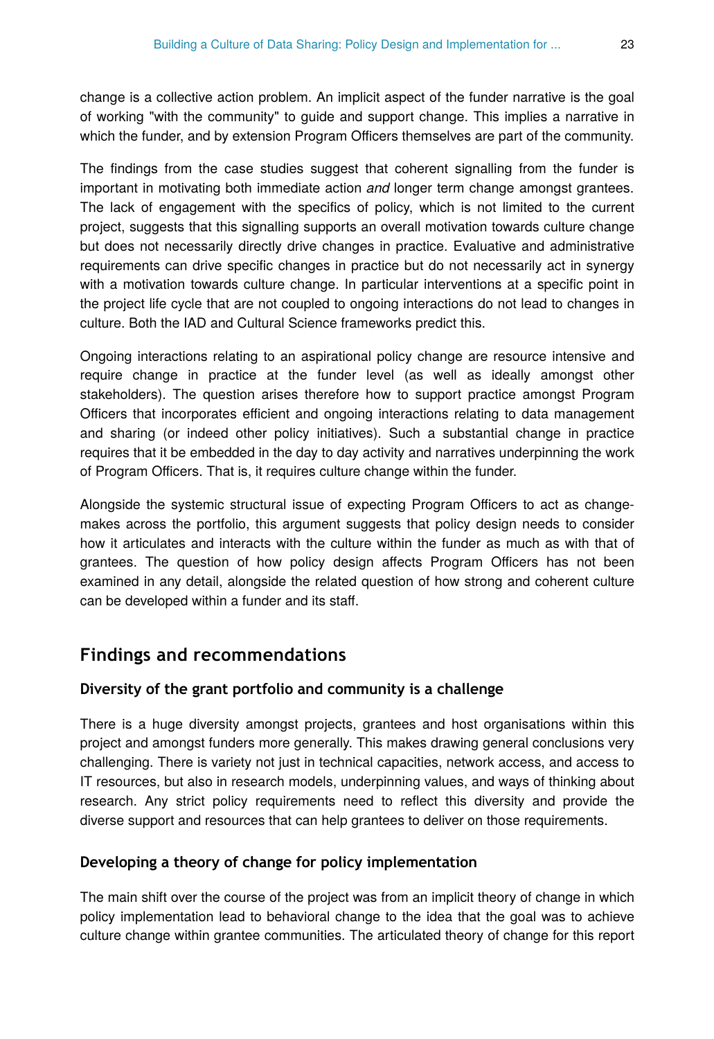change is a collective action problem. An implicit aspect of the funder narrative is the goal of working "with the community" to guide and support change. This implies a narrative in which the funder, and by extension Program Officers themselves are part of the community.

The findings from the case studies suggest that coherent signalling from the funder is important in motivating both immediate action *and* longer term change amongst grantees. The lack of engagement with the specifics of policy, which is not limited to the current project, suggests that this signalling supports an overall motivation towards culture change but does not necessarily directly drive changes in practice. Evaluative and administrative requirements can drive specific changes in practice but do not necessarily act in synergy with a motivation towards culture change. In particular interventions at a specific point in the project life cycle that are not coupled to ongoing interactions do not lead to changes in culture. Both the IAD and Cultural Science frameworks predict this.

Ongoing interactions relating to an aspirational policy change are resource intensive and require change in practice at the funder level (as well as ideally amongst other stakeholders). The question arises therefore how to support practice amongst Program Officers that incorporates efficient and ongoing interactions relating to data management and sharing (or indeed other policy initiatives). Such a substantial change in practice requires that it be embedded in the day to day activity and narratives underpinning the work of Program Officers. That is, it requires culture change within the funder.

Alongside the systemic structural issue of expecting Program Officers to act as change-makes across the portfolio, this argument suggests that policy design needs to consider how it articulates and interacts with the culture within the funder as much as with that of grantees. The question of how policy design affects Program Officers has not been examined in any detail, alongside the related question of how strong and coherent culture can be developed within a funder and its staff.

## Findings and recommendations

### Diversity of the grant portfolio and community is a challenge

There is a huge diversity amongst projects, grantees and host organisations within this project and amongst funders more generally. This makes drawing general conclusions very challenging. There is variety not just in technical capacities, network access, and access to IT resources, but also in research models, underpinning values, and ways of thinking about research. Any strict policy requirements need to reflect this diversity and provide the diverse support and resources that can help grantees to deliver on those requirements.

### Developing a theory of change for policy implementation

The main shift over the course of the project was from an implicit theory of change in which policy implementation lead to behavioral change to the idea that the goal was to achieve culture change within grantee communities. The articulated theory of change for this report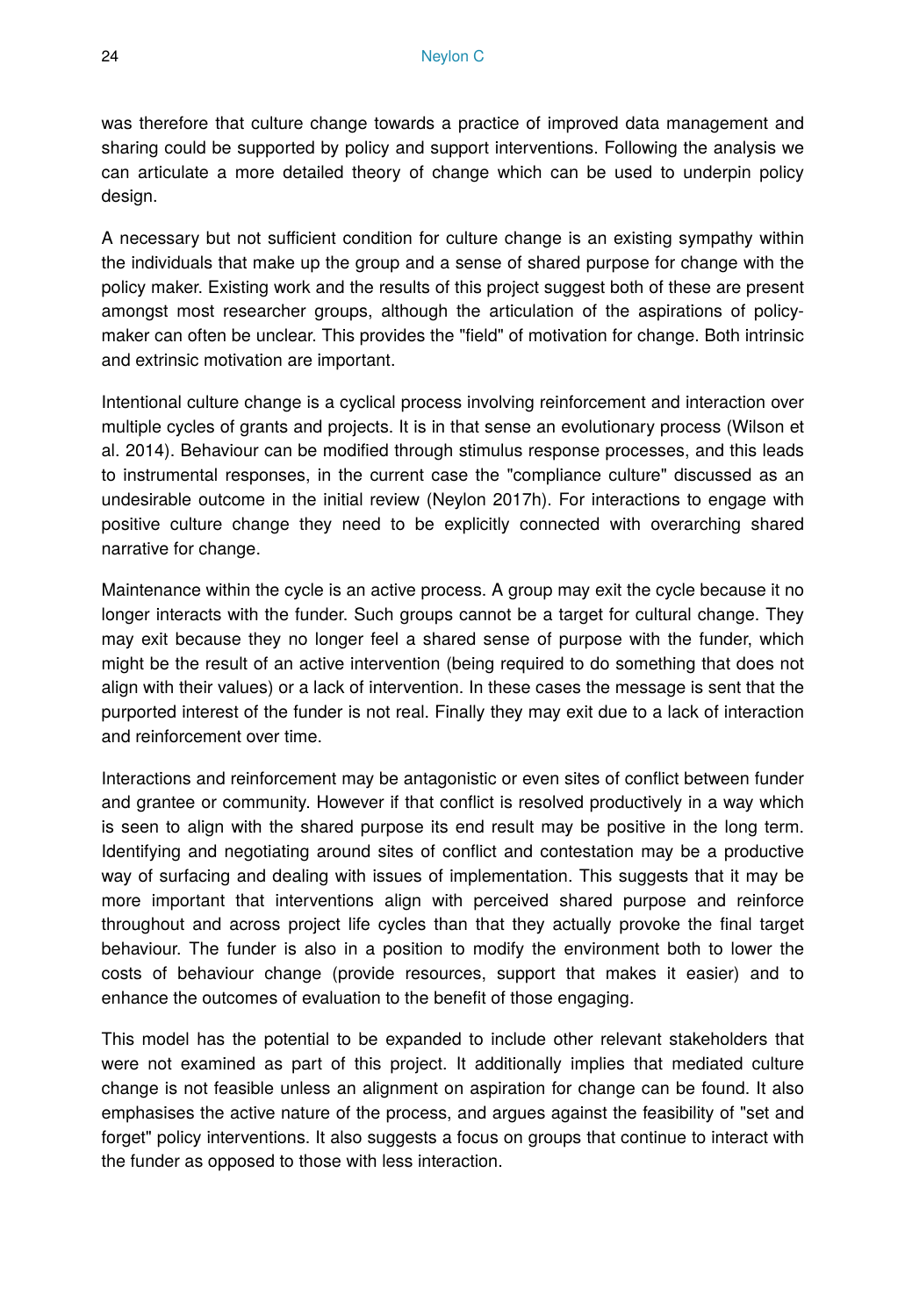was therefore that culture change towards a practice of improved data management and sharing could be supported by policy and support interventions. Following the analysis we can articulate a more detailed theory of change which can be used to underpin policy design.

A necessary but not sufficient condition for culture change is an existing sympathy within the individuals that make up the group and a sense of shared purpose for change with the policy maker. Existing work and the results of this project suggest both of these are present amongst most researcher groups, although the articulation of the aspirations of policy-maker can often be unclear. This provides the "field" of motivation for change. Both intrinsic and extrinsic motivation are important.

Intentional culture change is a cyclical process involving reinforcement and interaction over multiple cycles of grants and projects. It is in that sense an evolutionary process (Wilson et al. 2014). Behaviour can be modified through stimulus response processes, and this leads to instrumental responses, in the current case the "compliance culture" discussed as an undesirable outcome in the initial review (Neylon 2017h). For interactions to engage with positive culture change they need to be explicitly connected with overarching shared narrative for change.

Maintenance within the cycle is an active process. A group may exit the cycle because it no longer interacts with the funder. Such groups cannot be a target for cultural change. They may exit because they no longer feel a shared sense of purpose with the funder, which might be the result of an active intervention (being required to do something that does not align with their values) or a lack of intervention. In these cases the message is sent that the purported interest of the funder is not real. Finally they may exit due to a lack of interaction and reinforcement over time.

Interactions and reinforcement may be antagonistic or even sites of conflict between funder and grantee or community. However if that conflict is resolved productively in a way which is seen to align with the shared purpose its end result may be positive in the long term. Identifying and negotiating around sites of conflict and contestation may be a productive way of surfacing and dealing with issues of implementation. This suggests that it may be more important that interventions align with perceived shared purpose and reinforce throughout and across project life cycles than that they actually provoke the final target behaviour. The funder is also in a position to modify the environment both to lower the costs of behaviour change (provide resources, support that makes it easier) and to enhance the outcomes of evaluation to the benefit of those engaging.

This model has the potential to be expanded to include other relevant stakeholders that were not examined as part of this project. It additionally implies that mediated culture change is not feasible unless an alignment on aspiration for change can be found. It also emphasises the active nature of the process, and argues against the feasibility of "set and forget" policy interventions. It also suggests a focus on groups that continue to interact with the funder as opposed to those with less interaction.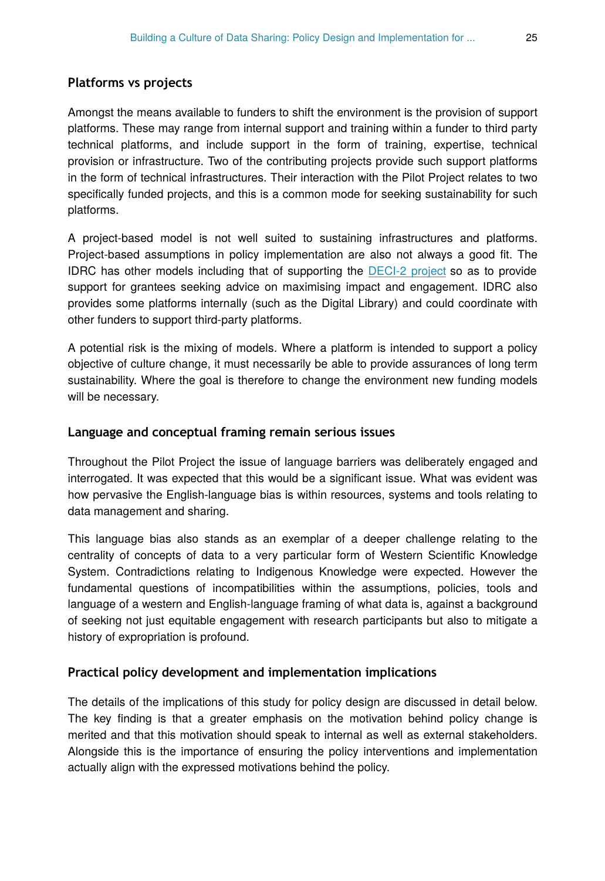## Platforms vs projects

Amongst the means available to funders to shift the environment is the provision of support platforms. These may range from internal support and training within a funder to third party technical platforms, and include support in the form of training, expertise, technical provision or infrastructure. Two of the contributing projects provide such support platforms in the form of technical infrastructures. Their interaction with the Pilot Project relates to two specifically funded projects, and this is a common mode for seeking sustainability for such platforms.

A project-based model is not well suited to sustaining infrastructures and platforms. Project-based assumptions in policy implementation are also not always a good fit. The IDRC has other models including that of supporting the [DECI-2 project](#) so as to provide support for grantees seeking advice on maximising impact and engagement. IDRC also provides some platforms internally (such as the Digital Library) and could coordinate with other funders to support third-party platforms.

A potential risk is the mixing of models. Where a platform is intended to support a policy objective of culture change, it must necessarily be able to provide assurances of long term sustainability. Where the goal is therefore to change the environment new funding models will be necessary.

## Language and conceptual framing remain serious issues

Throughout the Pilot Project the issue of language barriers was deliberately engaged and interrogated. It was expected that this would be a significant issue. What was evident was how pervasive the English-language bias is within resources, systems and tools relating to data management and sharing.

This language bias also stands as an exemplar of a deeper challenge relating to the centrality of concepts of data to a very particular form of Western Scientific Knowledge System. Contradictions relating to Indigenous Knowledge were expected. However the fundamental questions of incompatibilities within the assumptions, policies, tools and language of a western and English-language framing of what data is, against a background of seeking not just equitable engagement with research participants but also to mitigate a history of expropriation is profound.

## Practical policy development and implementation implications

The details of the implications of this study for policy design are discussed in detail below. The key finding is that a greater emphasis on the motivation behind policy change is merited and that this motivation should speak to internal as well as external stakeholders. Alongside this is the importance of ensuring the policy interventions and implementation actually align with the expressed motivations behind the policy.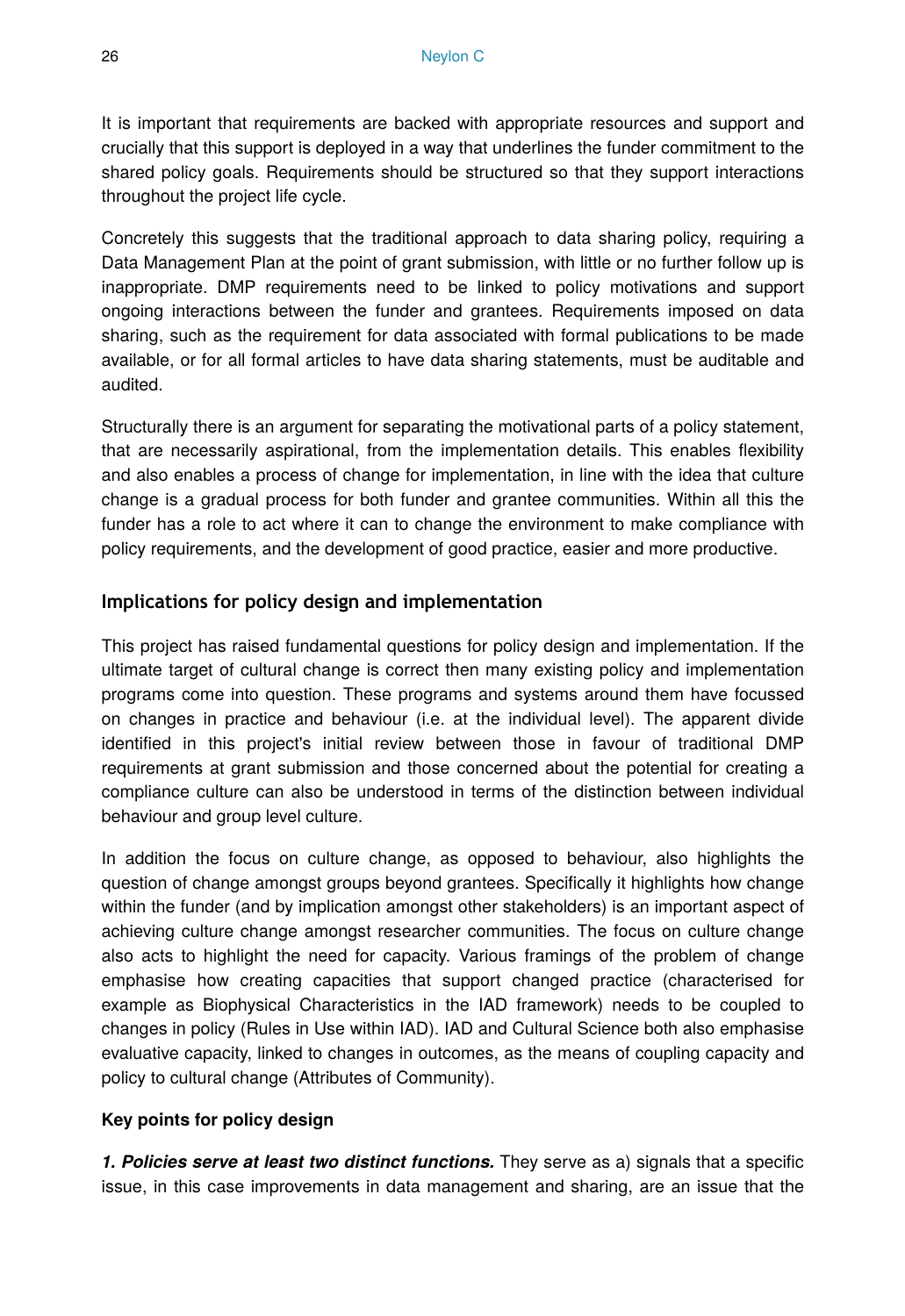It is important that requirements are backed with appropriate resources and support and crucially that this support is deployed in a way that underlines the funder commitment to the shared policy goals. Requirements should be structured so that they support interactions throughout the project life cycle.

Concretely this suggests that the traditional approach to data sharing policy, requiring a Data Management Plan at the point of grant submission, with little or no further follow up is inappropriate. DMP requirements need to be linked to policy motivations and support ongoing interactions between the funder and grantees. Requirements imposed on data sharing, such as the requirement for data associated with formal publications to be made available, or for all formal articles to have data sharing statements, must be auditable and audited.

Structurally there is an argument for separating the motivational parts of a policy statement, that are necessarily aspirational, from the implementation details. This enables flexibility and also enables a process of change for implementation, in line with the idea that culture change is a gradual process for both funder and grantee communities. Within all this the funder has a role to act where it can to change the environment to make compliance with policy requirements, and the development of good practice, easier and more productive.

## Implications for policy design and implementation

This project has raised fundamental questions for policy design and implementation. If the ultimate target of cultural change is correct then many existing policy and implementation programs come into question. These programs and systems around them have focussed on changes in practice and behaviour (i.e. at the individual level). The apparent divide identified in this project's initial review between those in favour of traditional DMP requirements at grant submission and those concerned about the potential for creating a compliance culture can also be understood in terms of the distinction between individual behaviour and group level culture.

In addition the focus on culture change, as opposed to behaviour, also highlights the question of change amongst groups beyond grantees. Specifically it highlights how change within the funder (and by implication amongst other stakeholders) is an important aspect of achieving culture change amongst researcher communities. The focus on culture change also acts to highlight the need for capacity. Various framings of the problem of change emphasise how creating capacities that support changed practice (characterised for example as Biophysical Characteristics in the IAD framework) needs to be coupled to changes in policy (Rules in Use within IAD). IAD and Cultural Science both also emphasise evaluative capacity, linked to changes in outcomes, as the means of coupling capacity and policy to cultural change (Attributes of Community).

### Key points for policy design

***1. Policies serve at least two distinct functions.*** They serve as a) signals that a specific issue, in this case improvements in data management and sharing, are an issue that the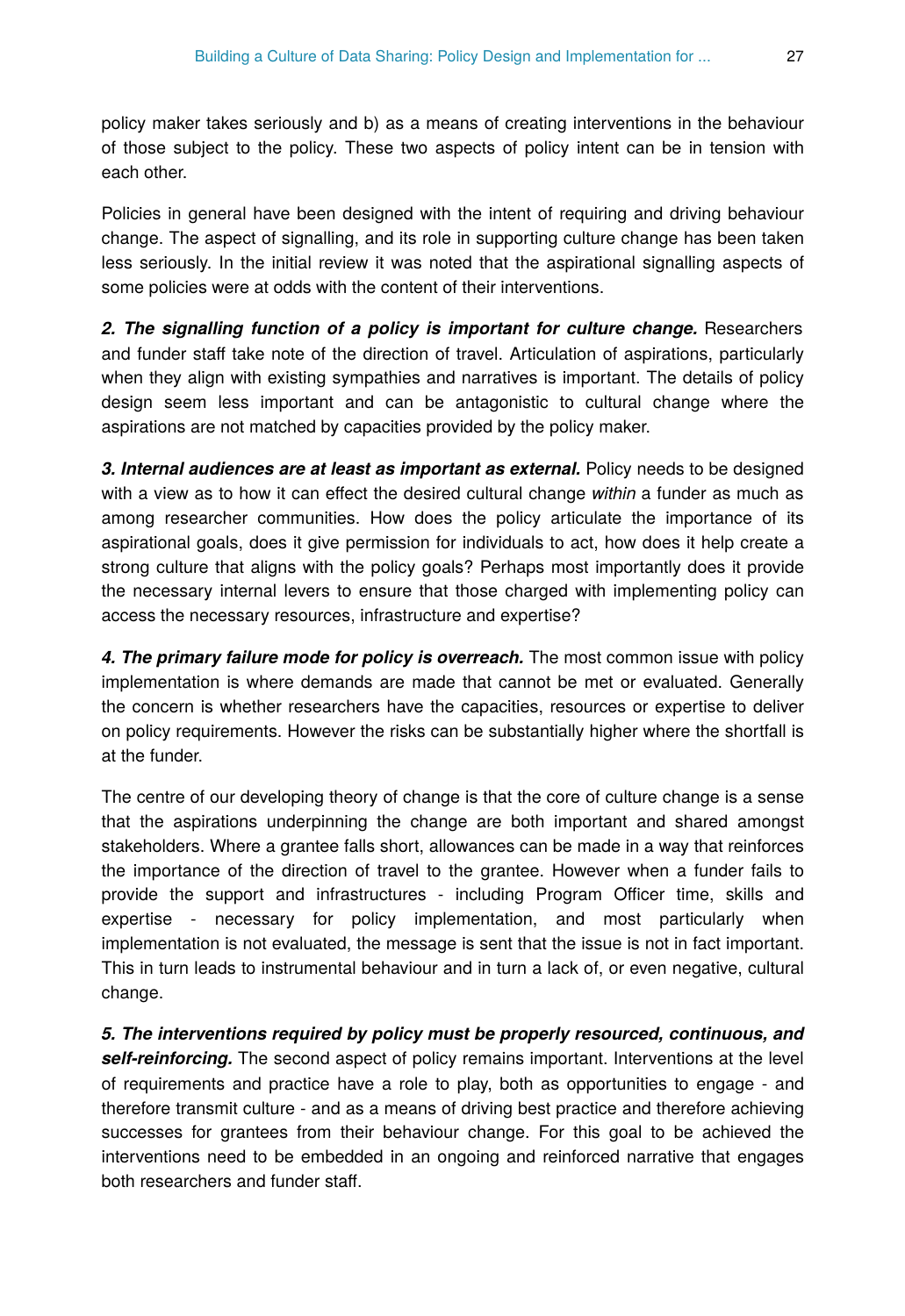policy maker takes seriously and b) as a means of creating interventions in the behaviour of those subject to the policy. These two aspects of policy intent can be in tension with each other.

Policies in general have been designed with the intent of requiring and driving behaviour change. The aspect of signalling, and its role in supporting culture change has been taken less seriously. In the initial review it was noted that the aspirational signalling aspects of some policies were at odds with the content of their interventions.

***2. The signalling function of a policy is important for culture change.*** Researchers and funder staff take note of the direction of travel. Articulation of aspirations, particularly when they align with existing sympathies and narratives is important. The details of policy design seem less important and can be antagonistic to cultural change where the aspirations are not matched by capacities provided by the policy maker.

***3. Internal audiences are at least as important as external.*** Policy needs to be designed with a view as to how it can effect the desired cultural change *within* a funder as much as among researcher communities. How does the policy articulate the importance of its aspirational goals, does it give permission for individuals to act, how does it help create a strong culture that aligns with the policy goals? Perhaps most importantly does it provide the necessary internal levers to ensure that those charged with implementing policy can access the necessary resources, infrastructure and expertise?

***4. The primary failure mode for policy is overreach.*** The most common issue with policy implementation is where demands are made that cannot be met or evaluated. Generally the concern is whether researchers have the capacities, resources or expertise to deliver on policy requirements. However the risks can be substantially higher where the shortfall is at the funder.

The centre of our developing theory of change is that the core of culture change is a sense that the aspirations underpinning the change are both important and shared amongst stakeholders. Where a grantee falls short, allowances can be made in a way that reinforces the importance of the direction of travel to the grantee. However when a funder fails to provide the support and infrastructures - including Program Officer time, skills and expertise - necessary for policy implementation, and most particularly when implementation is not evaluated, the message is sent that the issue is not in fact important. This in turn leads to instrumental behaviour and in turn a lack of, or even negative, cultural change.

***5. The interventions required by policy must be properly resourced, continuous, and self-reinforcing.*** The second aspect of policy remains important. Interventions at the level of requirements and practice have a role to play, both as opportunities to engage - and therefore transmit culture - and as a means of driving best practice and therefore achieving successes for grantees from their behaviour change. For this goal to be achieved the interventions need to be embedded in an ongoing and reinforced narrative that engages both researchers and funder staff.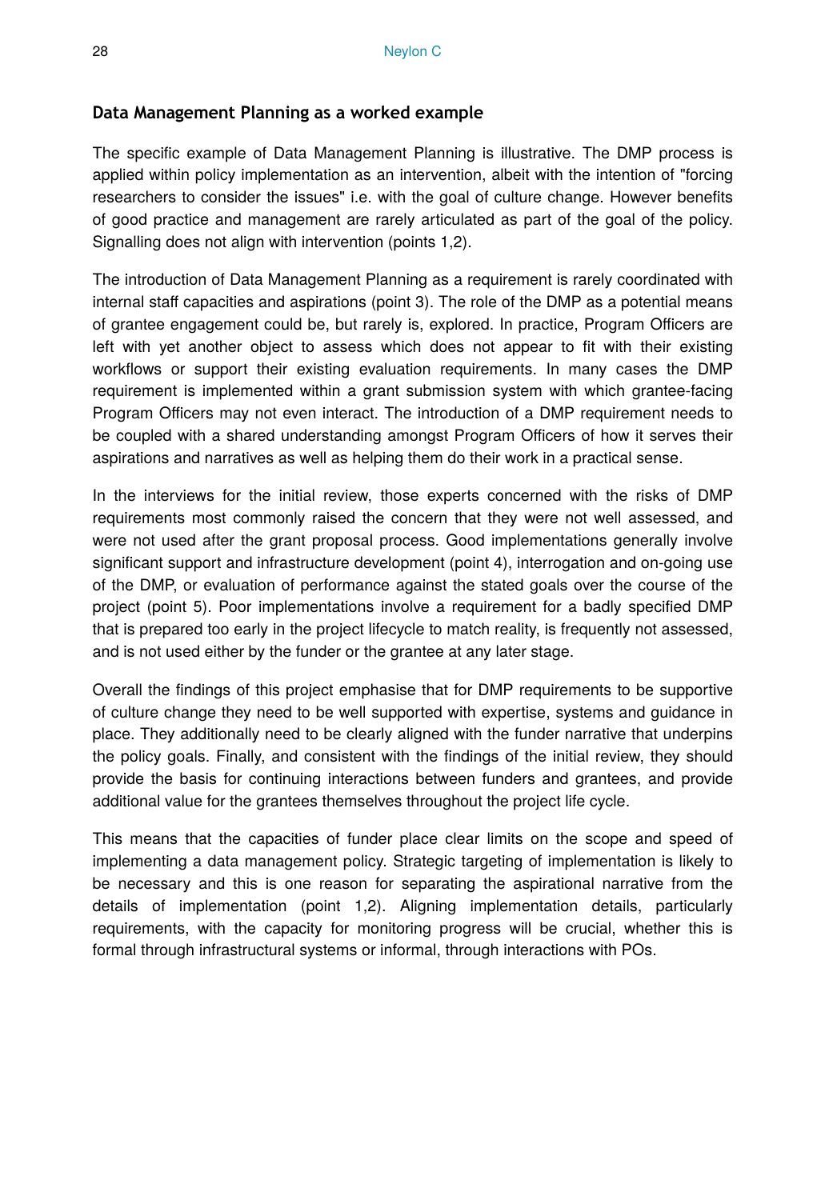### Data Management Planning as a worked example

The specific example of Data Management Planning is illustrative. The DMP process is applied within policy implementation as an intervention, albeit with the intention of "forcing researchers to consider the issues" i.e. with the goal of culture change. However benefits of good practice and management are rarely articulated as part of the goal of the policy. Signalling does not align with intervention (points 1,2).

The introduction of Data Management Planning as a requirement is rarely coordinated with internal staff capacities and aspirations (point 3). The role of the DMP as a potential means of grantee engagement could be, but rarely is, explored. In practice, Program Officers are left with yet another object to assess which does not appear to fit with their existing workflows or support their existing evaluation requirements. In many cases the DMP requirement is implemented within a grant submission system with which grantee-facing Program Officers may not even interact. The introduction of a DMP requirement needs to be coupled with a shared understanding amongst Program Officers of how it serves their aspirations and narratives as well as helping them do their work in a practical sense.

In the interviews for the initial review, those experts concerned with the risks of DMP requirements most commonly raised the concern that they were not well assessed, and were not used after the grant proposal process. Good implementations generally involve significant support and infrastructure development (point 4), interrogation and on-going use of the DMP, or evaluation of performance against the stated goals over the course of the project (point 5). Poor implementations involve a requirement for a badly specified DMP that is prepared too early in the project lifecycle to match reality, is frequently not assessed, and is not used either by the funder or the grantee at any later stage.

Overall the findings of this project emphasise that for DMP requirements to be supportive of culture change they need to be well supported with expertise, systems and guidance in place. They additionally need to be clearly aligned with the funder narrative that underpins the policy goals. Finally, and consistent with the findings of the initial review, they should provide the basis for continuing interactions between funders and grantees, and provide additional value for the grantees themselves throughout the project life cycle.

This means that the capacities of funder place clear limits on the scope and speed of implementing a data management policy. Strategic targeting of implementation is likely to be necessary and this is one reason for separating the aspirational narrative from the details of implementation (point 1,2). Aligning implementation details, particularly requirements, with the capacity for monitoring progress will be crucial, whether this is formal through infrastructural systems or informal, through interactions with POs.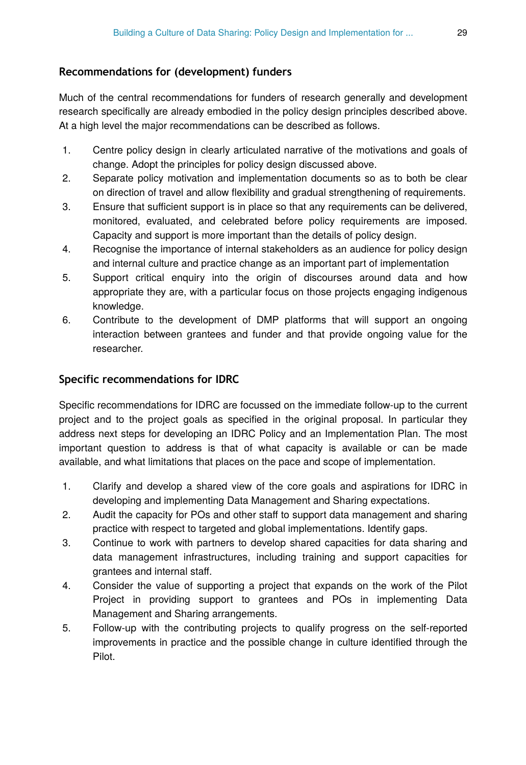## Recommendations for (development) funders

Much of the central recommendations for funders of research generally and development research specifically are already embodied in the policy design principles described above. At a high level the major recommendations can be described as follows.

1. Centre policy design in clearly articulated narrative of the motivations and goals of change. Adopt the principles for policy design discussed above.
2. Separate policy motivation and implementation documents so as to both be clear on direction of travel and allow flexibility and gradual strengthening of requirements.
3. Ensure that sufficient support is in place so that any requirements can be delivered, monitored, evaluated, and celebrated before policy requirements are imposed. Capacity and support is more important than the details of policy design.
4. Recognise the importance of internal stakeholders as an audience for policy design and internal culture and practice change as an important part of implementation
5. Support critical enquiry into the origin of discourses around data and how appropriate they are, with a particular focus on those projects engaging indigenous knowledge.
6. Contribute to the development of DMP platforms that will support an ongoing interaction between grantees and funder and that provide ongoing value for the researcher.

## Specific recommendations for IDRC

Specific recommendations for IDRC are focussed on the immediate follow-up to the current project and to the project goals as specified in the original proposal. In particular they address next steps for developing an IDRC Policy and an Implementation Plan. The most important question to address is that of what capacity is available or can be made available, and what limitations that places on the pace and scope of implementation.

1. Clarify and develop a shared view of the core goals and aspirations for IDRC in developing and implementing Data Management and Sharing expectations.
2. Audit the capacity for POs and other staff to support data management and sharing practice with respect to targeted and global implementations. Identify gaps.
3. Continue to work with partners to develop shared capacities for data sharing and data management infrastructures, including training and support capacities for grantees and internal staff.
4. Consider the value of supporting a project that expands on the work of the Pilot Project in providing support to grantees and POs in implementing Data Management and Sharing arrangements.
5. Follow-up with the contributing projects to qualify progress on the self-reported improvements in practice and the possible change in culture identified through the Pilot.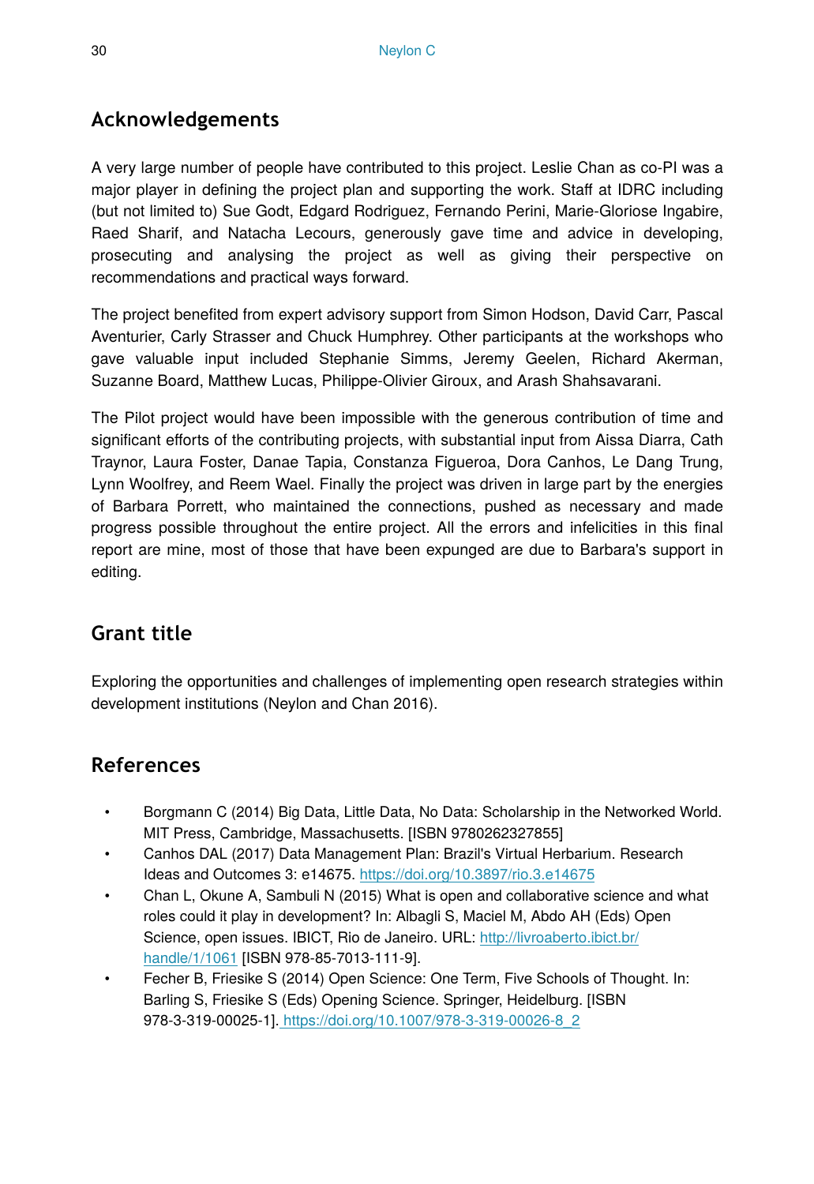## Acknowledgements

A very large number of people have contributed to this project. Leslie Chan as co-PI was a major player in defining the project plan and supporting the work. Staff at IDRC including (but not limited to) Sue Godt, Edgard Rodriguez, Fernando Perini, Marie-Gloriose Ingabire, Raed Sharif, and Natacha Lecours, generously gave time and advice in developing, prosecuting and analysing the project as well as giving their perspective on recommendations and practical ways forward.

The project benefited from expert advisory support from Simon Hodson, David Carr, Pascal Aventurier, Carly Strasser and Chuck Humphrey. Other participants at the workshops who gave valuable input included Stephanie Simms, Jeremy Geelen, Richard Akerman, Suzanne Board, Matthew Lucas, Philippe-Olivier Giroux, and Arash Shahsavarani.

The Pilot project would have been impossible with the generous contribution of time and significant efforts of the contributing projects, with substantial input from Aissa Diarra, Cath Traynor, Laura Foster, Danae Tapia, Constanza Figueroa, Dora Canhos, Le Dang Trung, Lynn Woolfrey, and Reem Wael. Finally the project was driven in large part by the energies of Barbara Porrett, who maintained the connections, pushed as necessary and made progress possible throughout the entire project. All the errors and infelicities in this final report are mine, most of those that have been expunged are due to Barbara's support in editing.

## Grant title

Exploring the opportunities and challenges of implementing open research strategies within development institutions (Neylon and Chan 2016).

## References

- Borgmann C (2014) Big Data, Little Data, No Data: Scholarship in the Networked World. MIT Press, Cambridge, Massachusetts. [ISBN 9780262327855]
- Canhos DAL (2017) Data Management Plan: Brazil's Virtual Herbarium. Research Ideas and Outcomes 3: e14675. https://doi.org/10.3897/rio.3.e14675
- Chan L, Okune A, Sambuli N (2015) What is open and collaborative science and what roles could it play in development? In: Albagli S, Maciel M, Abdo AH (Eds) Open Science, open issues. IBICT, Rio de Janeiro. URL: http://livroaberto.ibict.br/handle/1/1061 [ISBN 978-85-7013-111-9].
- Fecher B, Friesike S (2014) Open Science: One Term, Five Schools of Thought. In: Barling S, Friesike S (Eds) Opening Science. Springer, Heidelburg. [ISBN 978-3-319-00025-1]. https://doi.org/10.1007/978-3-319-00026-8_2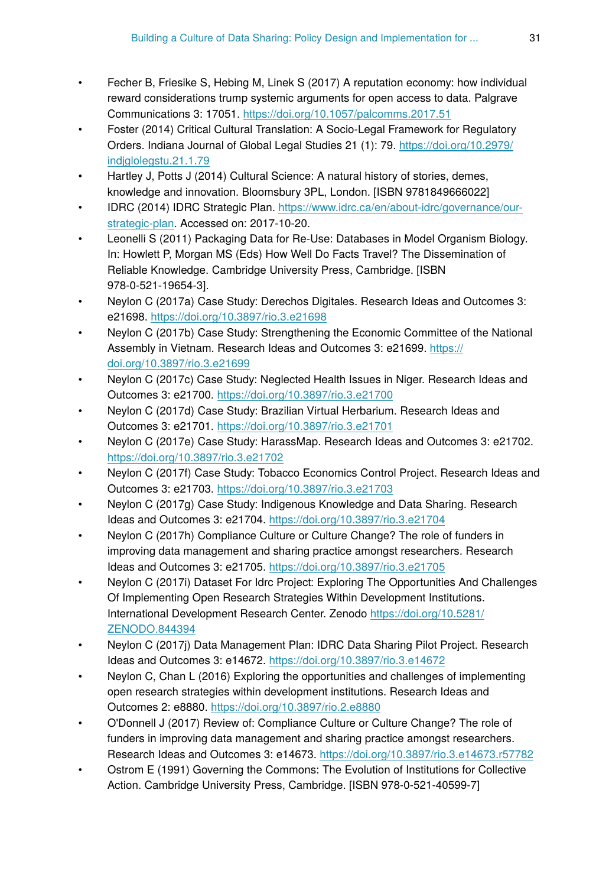- Fecher B, Friesike S, Hebing M, Linek S (2017) A reputation economy: how individual reward considerations trump systemic arguments for open access to data. Palgrave Communications 3: 17051. https://doi.org/10.1057/palcomms.2017.51
- Foster (2014) Critical Cultural Translation: A Socio-Legal Framework for Regulatory Orders. Indiana Journal of Global Legal Studies 21 (1): 79. https://doi.org/10.2979/indjglolegstu.21.1.79
- Hartley J, Potts J (2014) Cultural Science: A natural history of stories, demes, knowledge and innovation. Bloomsbury 3PL, London. [ISBN 9781849666022]
- IDRC (2014) IDRC Strategic Plan. https://www.idrc.ca/en/about-idrc/governance/our-strategic-plan. Accessed on: 2017-10-20.
- Leonelli S (2011) Packaging Data for Re-Use: Databases in Model Organism Biology. In: Howlett P, Morgan MS (Eds) How Well Do Facts Travel? The Dissemination of Reliable Knowledge. Cambridge University Press, Cambridge. [ISBN 978-0-521-19654-3].
- Neylon C (2017a) Case Study: Derechos Digitales. Research Ideas and Outcomes 3: e21698. https://doi.org/10.3897/rio.3.e21698
- Neylon C (2017b) Case Study: Strengthening the Economic Committee of the National Assembly in Vietnam. Research Ideas and Outcomes 3: e21699. https://doi.org/10.3897/rio.3.e21699
- Neylon C (2017c) Case Study: Neglected Health Issues in Niger. Research Ideas and Outcomes 3: e21700. https://doi.org/10.3897/rio.3.e21700
- Neylon C (2017d) Case Study: Brazilian Virtual Herbarium. Research Ideas and Outcomes 3: e21701. https://doi.org/10.3897/rio.3.e21701
- Neylon C (2017e) Case Study: HarassMap. Research Ideas and Outcomes 3: e21702. https://doi.org/10.3897/rio.3.e21702
- Neylon C (2017f) Case Study: Tobacco Economics Control Project. Research Ideas and Outcomes 3: e21703. https://doi.org/10.3897/rio.3.e21703
- Neylon C (2017g) Case Study: Indigenous Knowledge and Data Sharing. Research Ideas and Outcomes 3: e21704. https://doi.org/10.3897/rio.3.e21704
- Neylon C (2017h) Compliance Culture or Culture Change? The role of funders in improving data management and sharing practice amongst researchers. Research Ideas and Outcomes 3: e21705. https://doi.org/10.3897/rio.3.e21705
- Neylon C (2017i) Dataset For Idrc Project: Exploring The Opportunities And Challenges Of Implementing Open Research Strategies Within Development Institutions. International Development Research Center. Zenodo https://doi.org/10.5281/ZENODO.844394
- Neylon C (2017j) Data Management Plan: IDRC Data Sharing Pilot Project. Research Ideas and Outcomes 3: e14672. https://doi.org/10.3897/rio.3.e14672
- Neylon C, Chan L (2016) Exploring the opportunities and challenges of implementing open research strategies within development institutions. Research Ideas and Outcomes 2: e8880. https://doi.org/10.3897/rio.2.e8880
- O'Donnell J (2017) Review of: Compliance Culture or Culture Change? The role of funders in improving data management and sharing practice amongst researchers. Research Ideas and Outcomes 3: e14673. https://doi.org/10.3897/rio.3.e14673.r57782
- Ostrom E (1991) Governing the Commons: The Evolution of Institutions for Collective Action. Cambridge University Press, Cambridge. [ISBN 978-0-521-40599-7]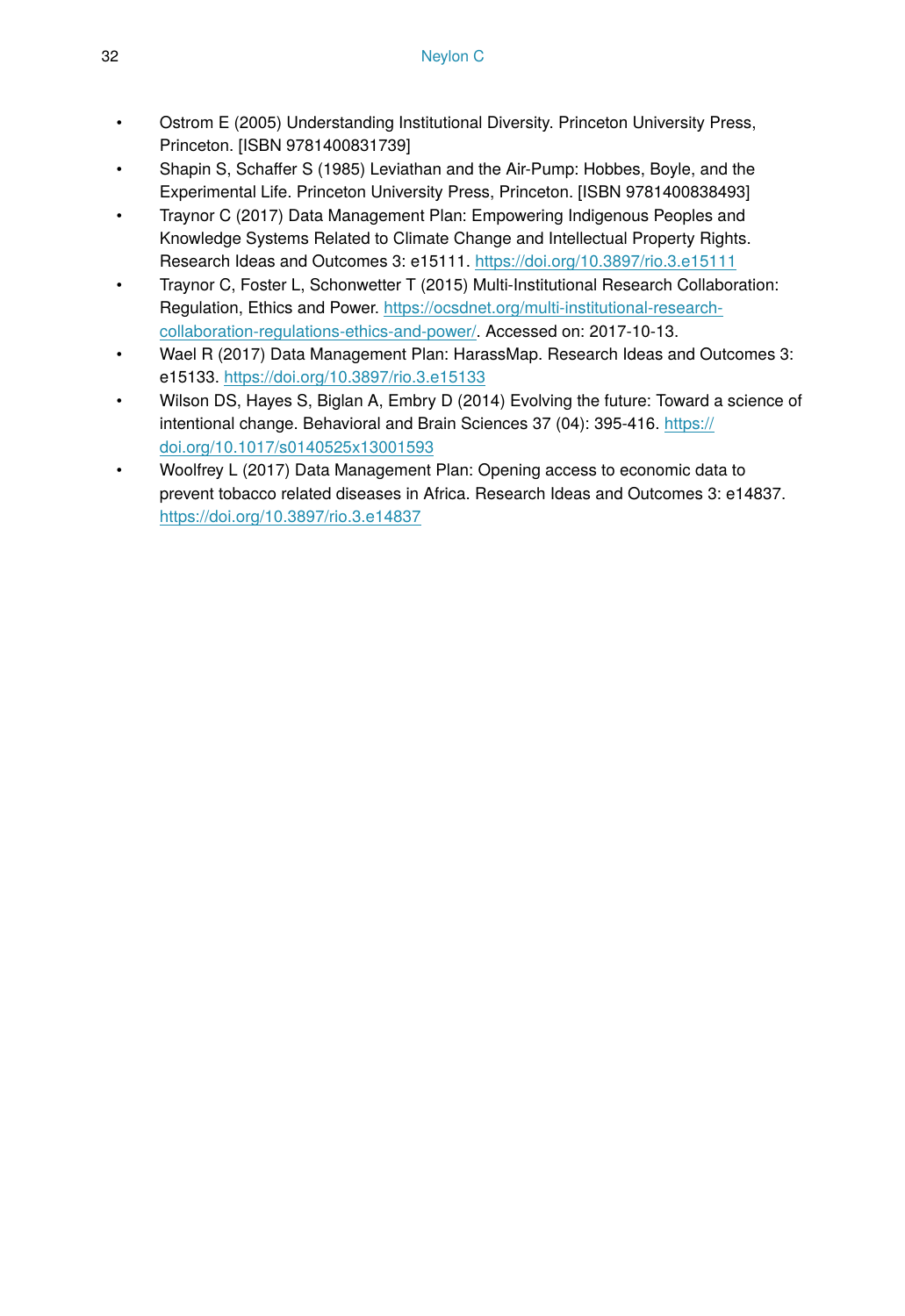- Ostrom E (2005) Understanding Institutional Diversity. Princeton University Press, Princeton. [ISBN 9781400831739]
- Shapin S, Schaffer S (1985) Leviathan and the Air-Pump: Hobbes, Boyle, and the Experimental Life. Princeton University Press, Princeton. [ISBN 9781400838493]
- Traynor C (2017) Data Management Plan: Empowering Indigenous Peoples and Knowledge Systems Related to Climate Change and Intellectual Property Rights. Research Ideas and Outcomes 3: e15111. https://doi.org/10.3897/rio.3.e15111
- Traynor C, Foster L, Schonwetter T (2015) Multi-Institutional Research Collaboration: Regulation, Ethics and Power. https://ocsdnet.org/multi-institutional-research-collaboration-regulations-ethics-and-power/. Accessed on: 2017-10-13.
- Wael R (2017) Data Management Plan: HarassMap. Research Ideas and Outcomes 3: e15133. https://doi.org/10.3897/rio.3.e15133
- Wilson DS, Hayes S, Biglan A, Embry D (2014) Evolving the future: Toward a science of intentional change. Behavioral and Brain Sciences 37 (04): 395-416. https://doi.org/10.1017/s0140525x13001593
- Woolfrey L (2017) Data Management Plan: Opening access to economic data to prevent tobacco related diseases in Africa. Research Ideas and Outcomes 3: e14837. https://doi.org/10.3897/rio.3.e14837